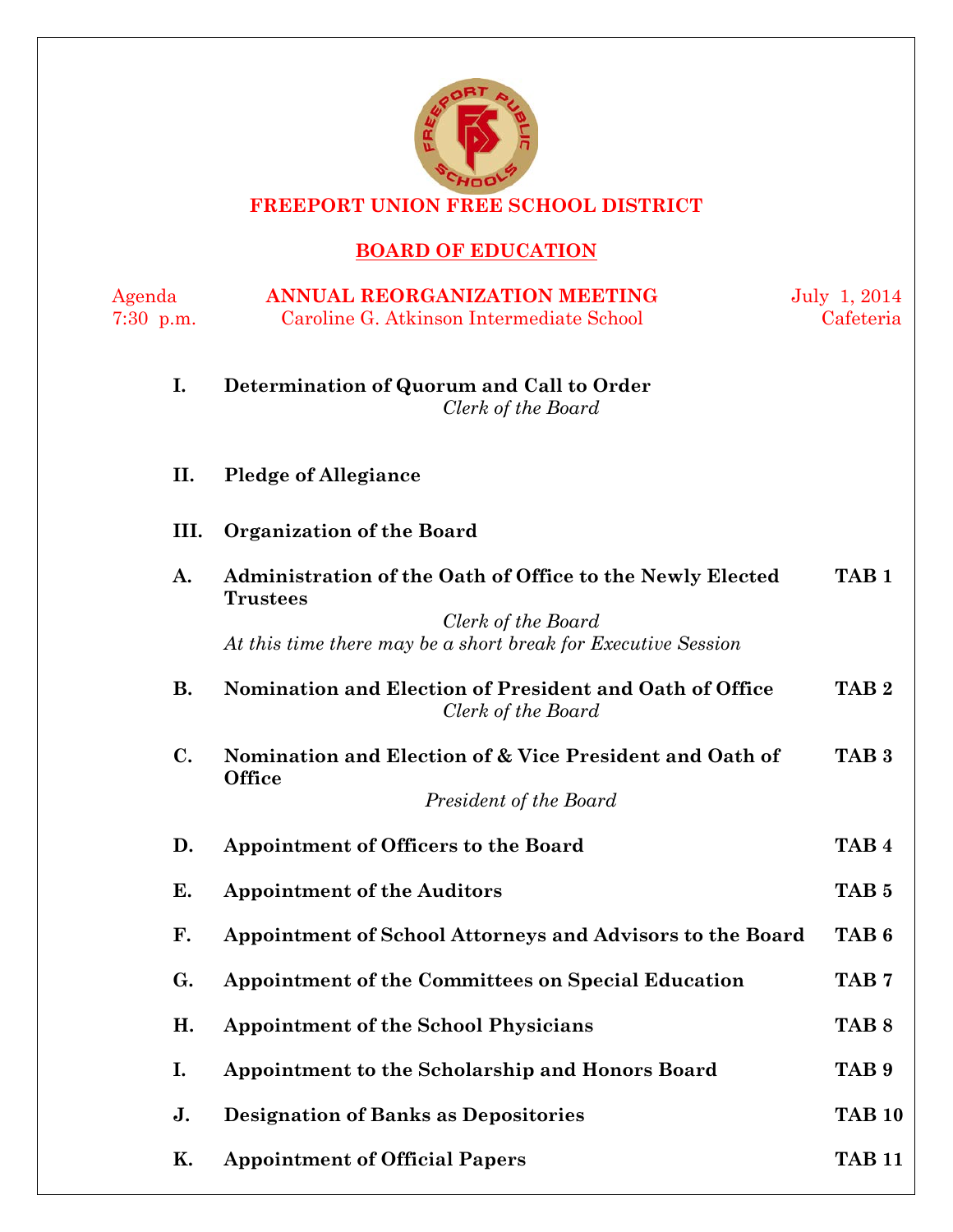# FREEPORT UNION FREE SCHOOL DISTRICT

## BOARD OF EDUCATION

Agenda — **ANNUAL REORGANIZATION MEETING** — July 1, 2014
7:30 p.m. — Caroline G. Atkinson Intermediate School — Cafeteria

**I. Determination of Quorum and Call to Order**
*Clerk of the Board*

**II. Pledge of Allegiance**

**III. Organization of the Board**

**A. Administration of the Oath of Office to the Newly Elected Trustees** — **TAB 1**
*Clerk of the Board*
*At this time there may be a short break for Executive Session*

**B. Nomination and Election of President and Oath of Office** — **TAB 2**
*Clerk of the Board*

**C. Nomination and Election of & Vice President and Oath of Office** — **TAB 3**
*President of the Board*

**D. Appointment of Officers to the Board** — **TAB 4**

**E. Appointment of the Auditors** — **TAB 5**

**F. Appointment of School Attorneys and Advisors to the Board** — **TAB 6**

**G. Appointment of the Committees on Special Education** — **TAB 7**

**H. Appointment of the School Physicians** — **TAB 8**

**I. Appointment to the Scholarship and Honors Board** — **TAB 9**

**J. Designation of Banks as Depositories** — **TAB 10**

**K. Appointment of Official Papers** — **TAB 11**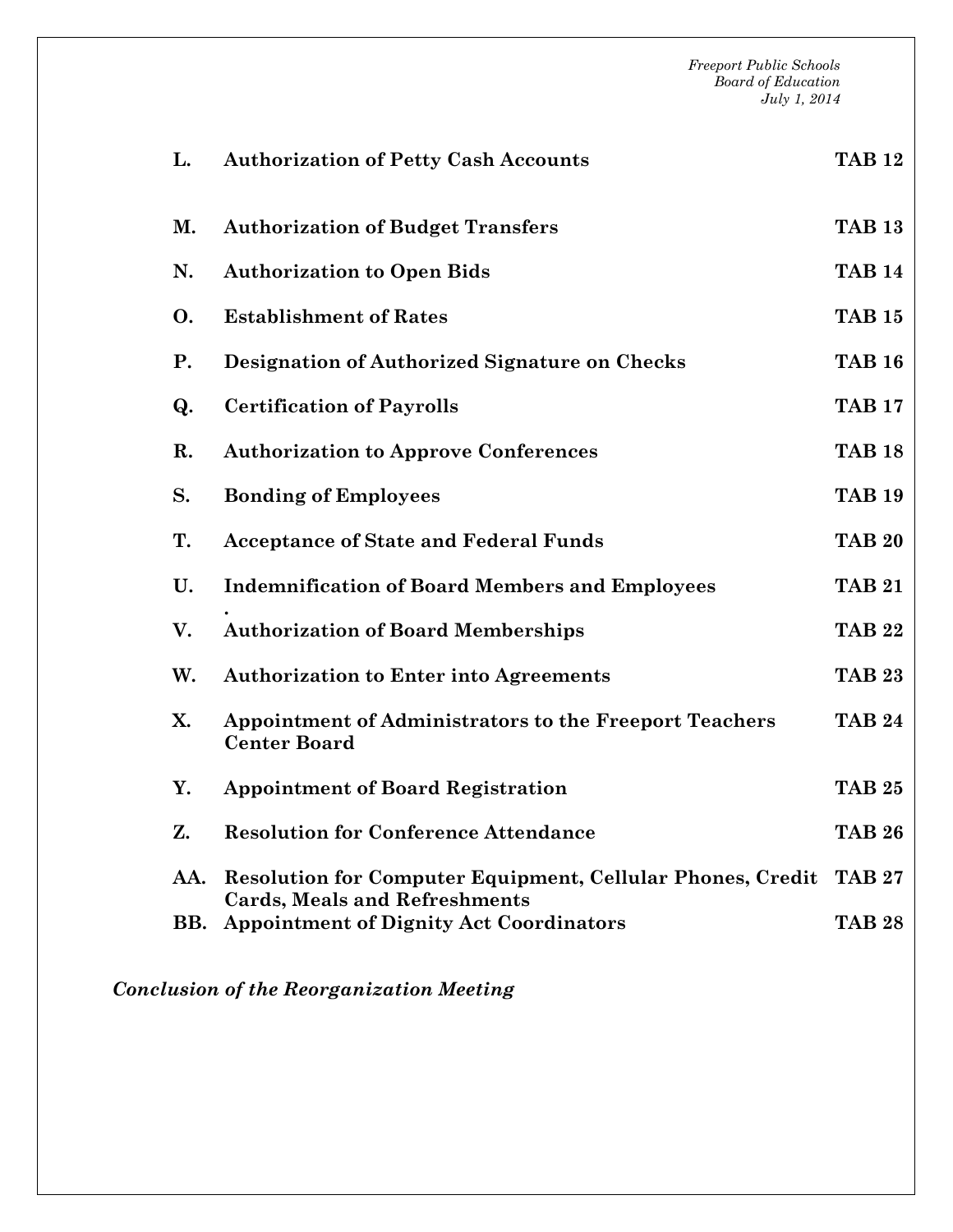| | | |
|---|---|---|
| **L.** | **Authorization of Petty Cash Accounts** | **TAB 12** |
| **M.** | **Authorization of Budget Transfers** | **TAB 13** |
| **N.** | **Authorization to Open Bids** | **TAB 14** |
| **O.** | **Establishment of Rates** | **TAB 15** |
| **P.** | **Designation of Authorized Signature on Checks** | **TAB 16** |
| **Q.** | **Certification of Payrolls** | **TAB 17** |
| **R.** | **Authorization to Approve Conferences** | **TAB 18** |
| **S.** | **Bonding of Employees** | **TAB 19** |
| **T.** | **Acceptance of State and Federal Funds** | **TAB 20** |
| **U.** | **Indemnification of Board Members and Employees** | **TAB 21** |
| **V.** | **Authorization of Board Memberships** | **TAB 22** |
| **W.** | **Authorization to Enter into Agreements** | **TAB 23** |
| **X.** | **Appointment of Administrators to the Freeport Teachers Center Board** | **TAB 24** |
| **Y.** | **Appointment of Board Registration** | **TAB 25** |
| **Z.** | **Resolution for Conference Attendance** | **TAB 26** |
| **AA.** | **Resolution for Computer Equipment, Cellular Phones, Credit Cards, Meals and Refreshments** | **TAB 27** |
| **BB.** | **Appointment of Dignity Act Coordinators** | **TAB 28** |

***Conclusion of the Reorganization Meeting***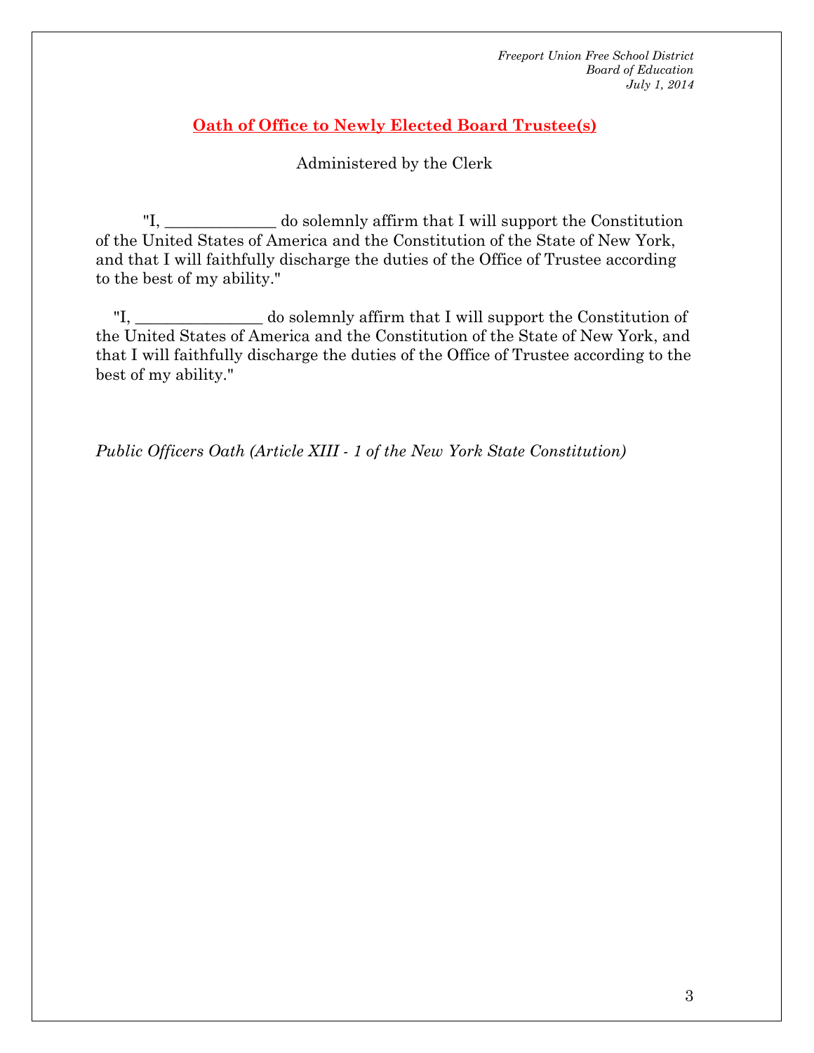*Freeport Union Free School District*
*Board of Education*
*July 1, 2014*

## Oath of Office to Newly Elected Board Trustee(s)

Administered by the Clerk

"I, _____________ do solemnly affirm that I will support the Constitution of the United States of America and the Constitution of the State of New York, and that I will faithfully discharge the duties of the Office of Trustee according to the best of my ability."

"I, _______________ do solemnly affirm that I will support the Constitution of the United States of America and the Constitution of the State of New York, and that I will faithfully discharge the duties of the Office of Trustee according to the best of my ability."

*Public Officers Oath (Article XIII - 1 of the New York State Constitution)*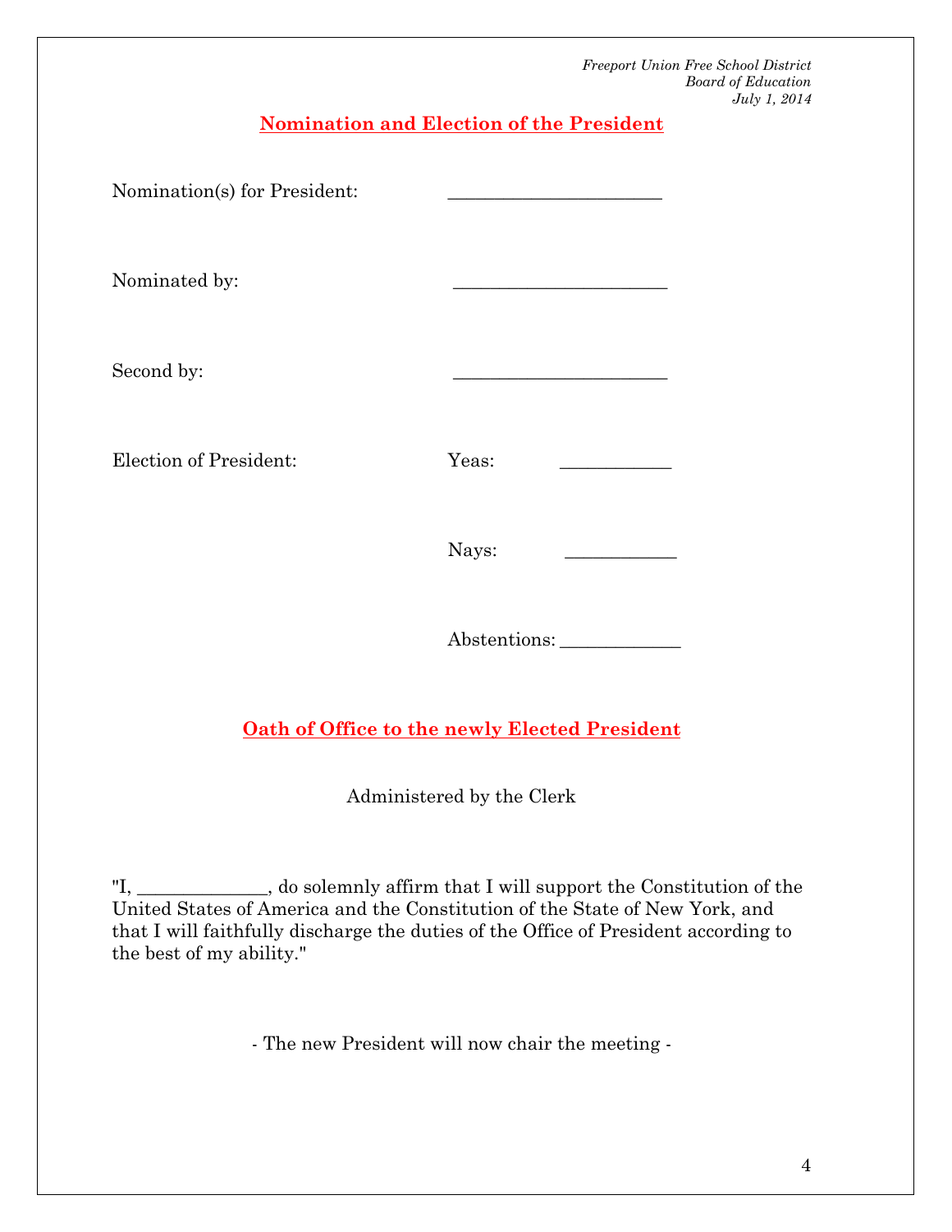*Freeport Union Free School District*
*Board of Education*
*July 1, 2014*

## Nomination and Election of the President

Nomination(s) for President: ______________________

Nominated by: ______________________

Second by: ______________________

Election of President:

Yeas: ___________

Nays: ___________

Abstentions: ____________

## Oath of Office to the newly Elected President

Administered by the Clerk

"I, _____________, do solemnly affirm that I will support the Constitution of the United States of America and the Constitution of the State of New York, and that I will faithfully discharge the duties of the Office of President according to the best of my ability."

- The new President will now chair the meeting -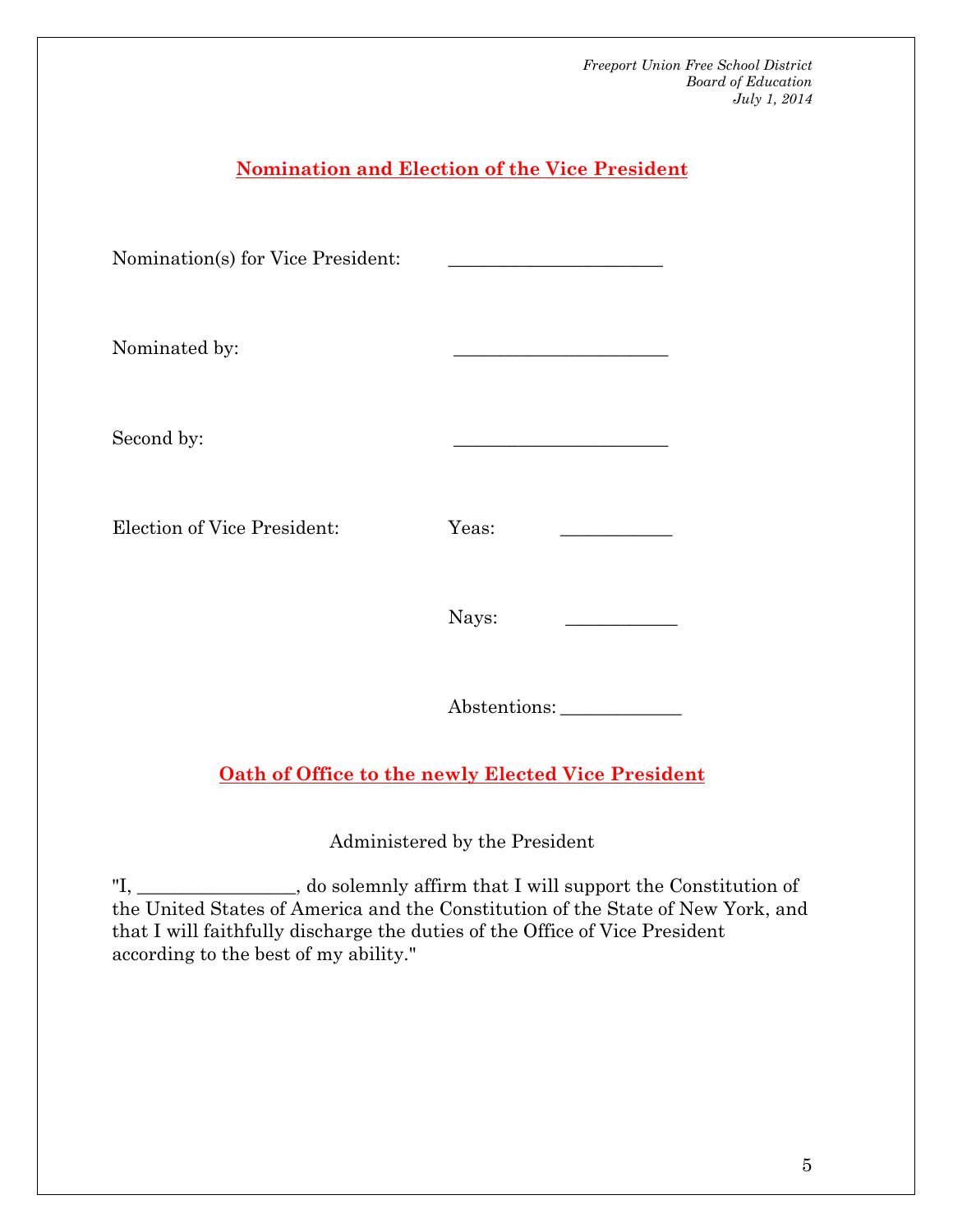## Nomination and Election of the Vice President

Nomination(s) for Vice President: ______________________

Nominated by: ______________________

Second by: ______________________

Election of Vice President:

Yeas: ___________

Nays: ___________

Abstentions: ____________

## Oath of Office to the newly Elected Vice President

Administered by the President

"I, ________________, do solemnly affirm that I will support the Constitution of the United States of America and the Constitution of the State of New York, and that I will faithfully discharge the duties of the Office of Vice President according to the best of my ability."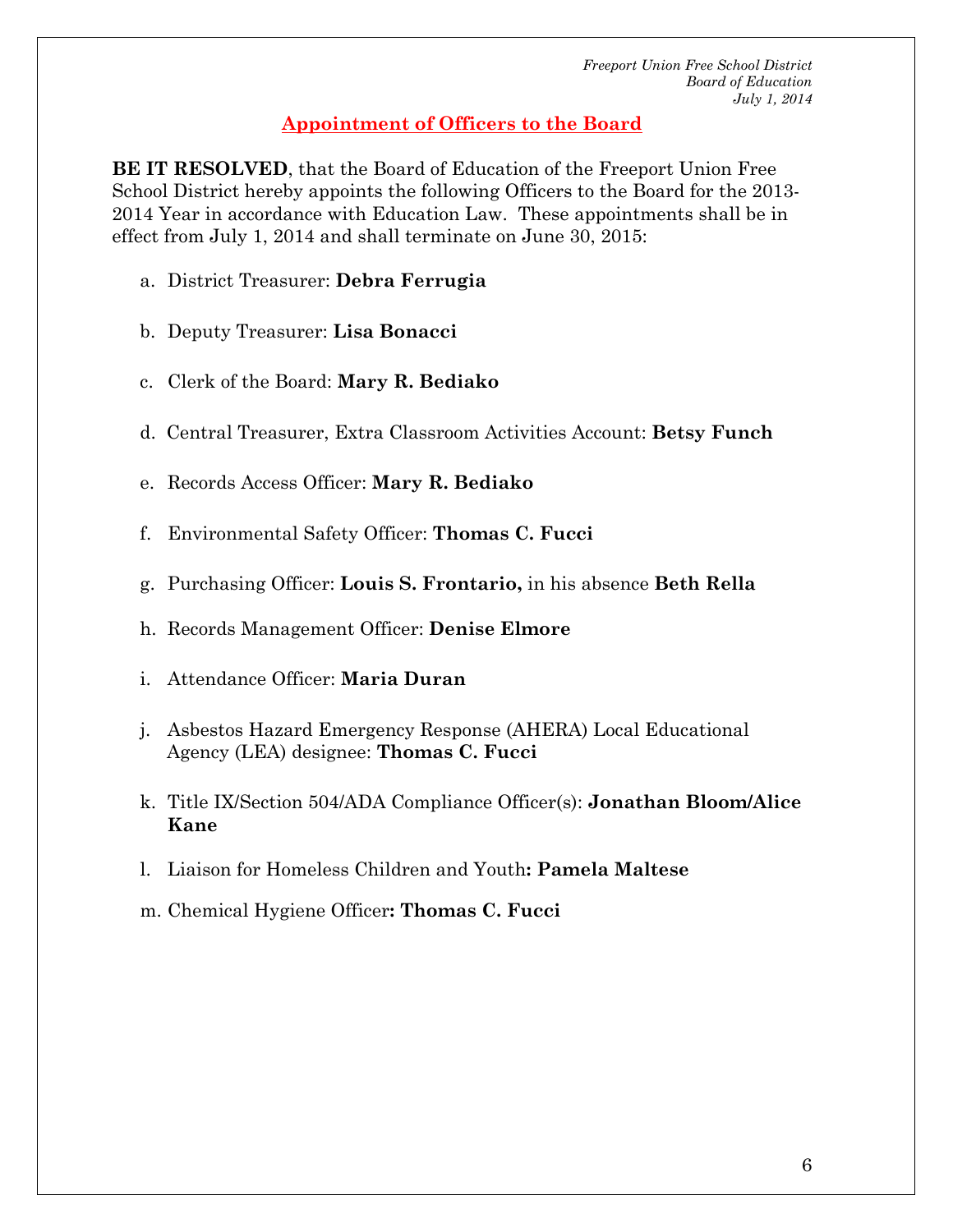*Freeport Union Free School District*
*Board of Education*
*July 1, 2014*

## Appointment of Officers to the Board

**BE IT RESOLVED**, that the Board of Education of the Freeport Union Free School District hereby appoints the following Officers to the Board for the 2013-2014 Year in accordance with Education Law. These appointments shall be in effect from July 1, 2014 and shall terminate on June 30, 2015:

a. District Treasurer: **Debra Ferrugia**

b. Deputy Treasurer: **Lisa Bonacci**

c. Clerk of the Board: **Mary R. Bediako**

d. Central Treasurer, Extra Classroom Activities Account: **Betsy Funch**

e. Records Access Officer: **Mary R. Bediako**

f. Environmental Safety Officer: **Thomas C. Fucci**

g. Purchasing Officer: **Louis S. Frontario,** in his absence **Beth Rella**

h. Records Management Officer: **Denise Elmore**

i. Attendance Officer: **Maria Duran**

j. Asbestos Hazard Emergency Response (AHERA) Local Educational Agency (LEA) designee: **Thomas C. Fucci**

k. Title IX/Section 504/ADA Compliance Officer(s): **Jonathan Bloom/Alice Kane**

l. Liaison for Homeless Children and Youth**: Pamela Maltese**

m. Chemical Hygiene Officer**: Thomas C. Fucci**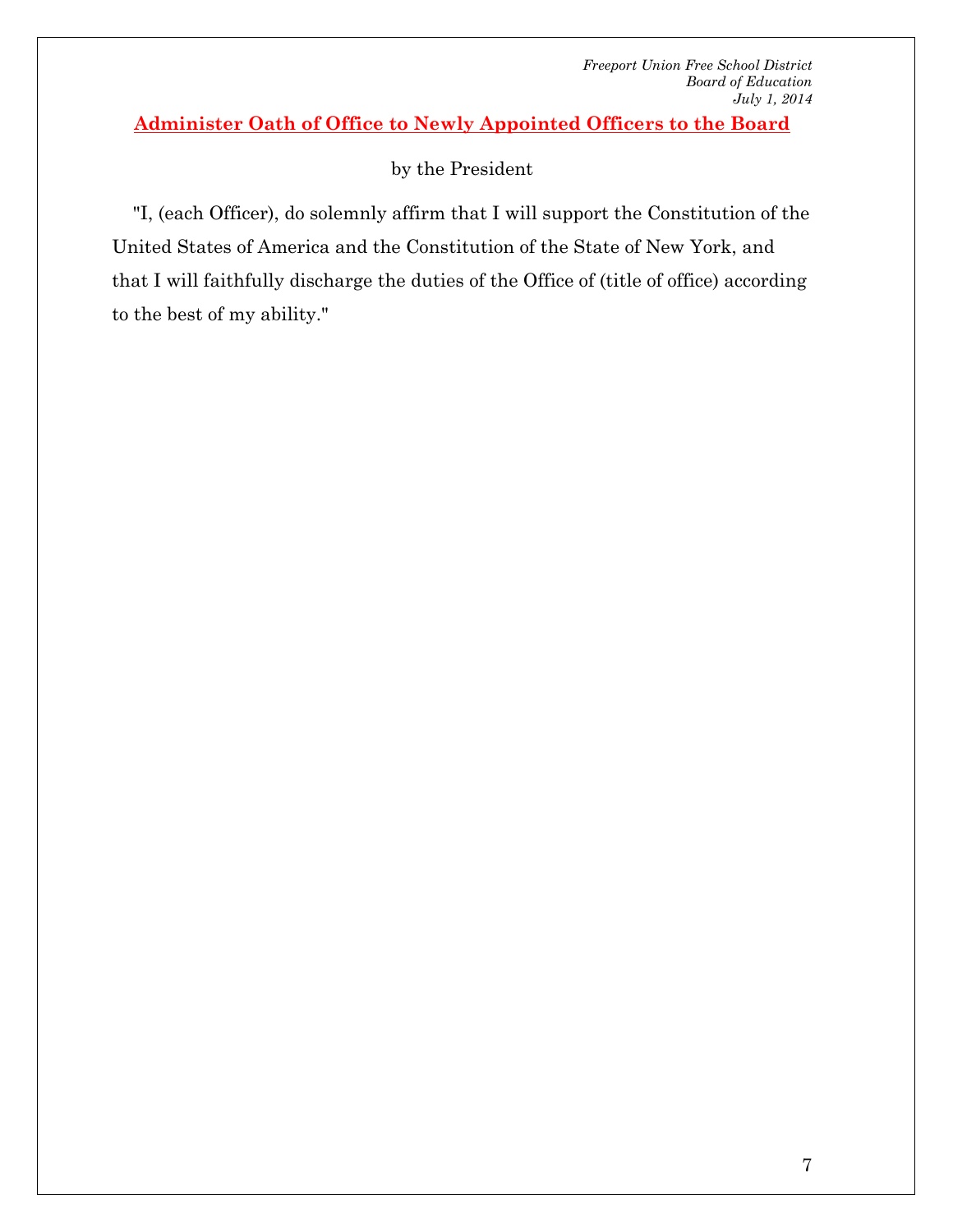## Administer Oath of Office to Newly Appointed Officers to the Board

by the President

"I, (each Officer), do solemnly affirm that I will support the Constitution of the United States of America and the Constitution of the State of New York, and that I will faithfully discharge the duties of the Office of (title of office) according to the best of my ability."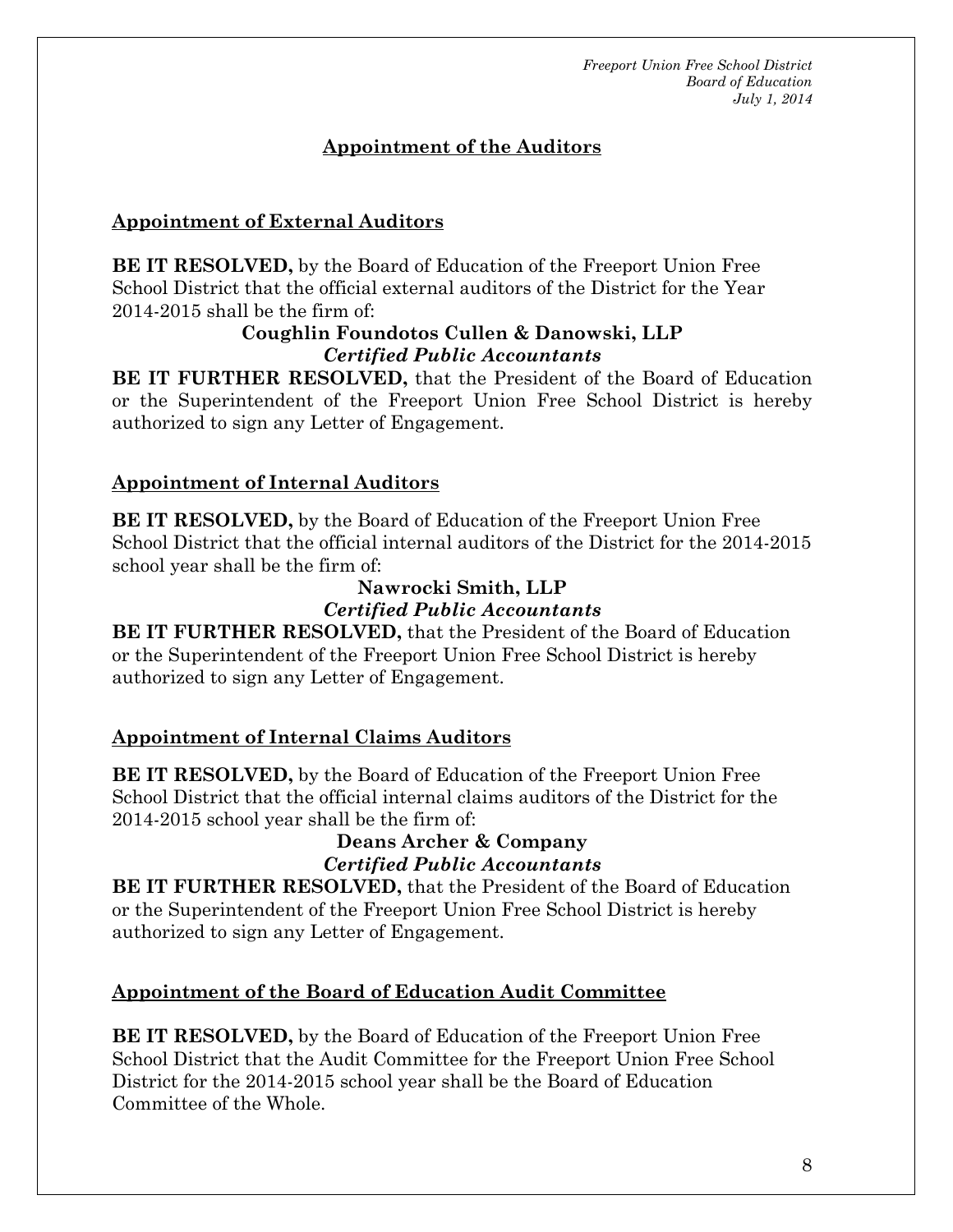## Appointment of the Auditors

### Appointment of External Auditors

**BE IT RESOLVED,** by the Board of Education of the Freeport Union Free School District that the official external auditors of the District for the Year 2014-2015 shall be the firm of:

**Coughlin Foundotos Cullen & Danowski, LLP**
***Certified Public Accountants***

**BE IT FURTHER RESOLVED,** that the President of the Board of Education or the Superintendent of the Freeport Union Free School District is hereby authorized to sign any Letter of Engagement.

### Appointment of Internal Auditors

**BE IT RESOLVED,** by the Board of Education of the Freeport Union Free School District that the official internal auditors of the District for the 2014-2015 school year shall be the firm of:

**Nawrocki Smith, LLP**
***Certified Public Accountants***

**BE IT FURTHER RESOLVED,** that the President of the Board of Education or the Superintendent of the Freeport Union Free School District is hereby authorized to sign any Letter of Engagement.

### Appointment of Internal Claims Auditors

**BE IT RESOLVED,** by the Board of Education of the Freeport Union Free School District that the official internal claims auditors of the District for the 2014-2015 school year shall be the firm of:

**Deans Archer & Company**
***Certified Public Accountants***

**BE IT FURTHER RESOLVED,** that the President of the Board of Education or the Superintendent of the Freeport Union Free School District is hereby authorized to sign any Letter of Engagement.

### Appointment of the Board of Education Audit Committee

**BE IT RESOLVED,** by the Board of Education of the Freeport Union Free School District that the Audit Committee for the Freeport Union Free School District for the 2014-2015 school year shall be the Board of Education Committee of the Whole.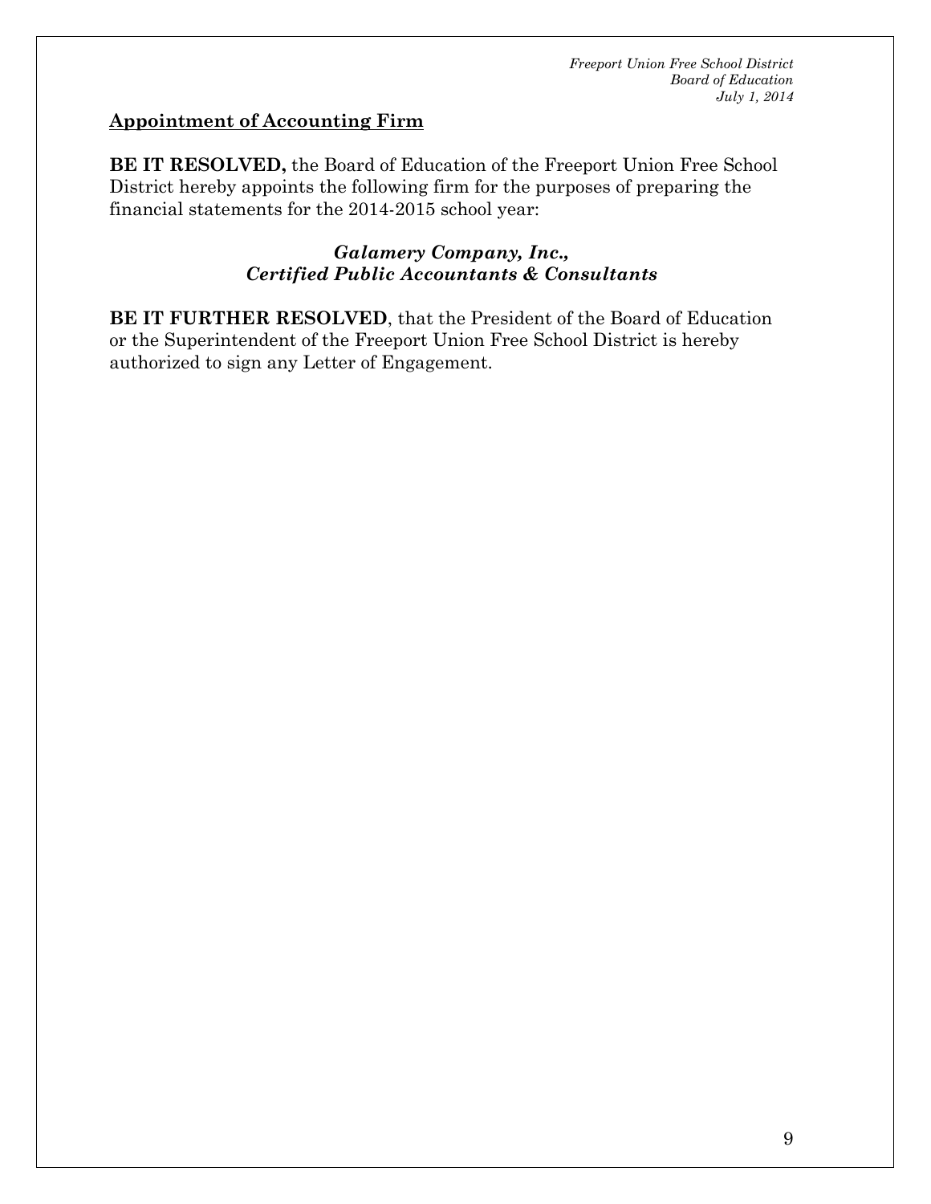## Appointment of Accounting Firm

**BE IT RESOLVED,** the Board of Education of the Freeport Union Free School District hereby appoints the following firm for the purposes of preparing the financial statements for the 2014-2015 school year:

***Galamery Company, Inc.,***
***Certified Public Accountants & Consultants***

**BE IT FURTHER RESOLVED**, that the President of the Board of Education or the Superintendent of the Freeport Union Free School District is hereby authorized to sign any Letter of Engagement.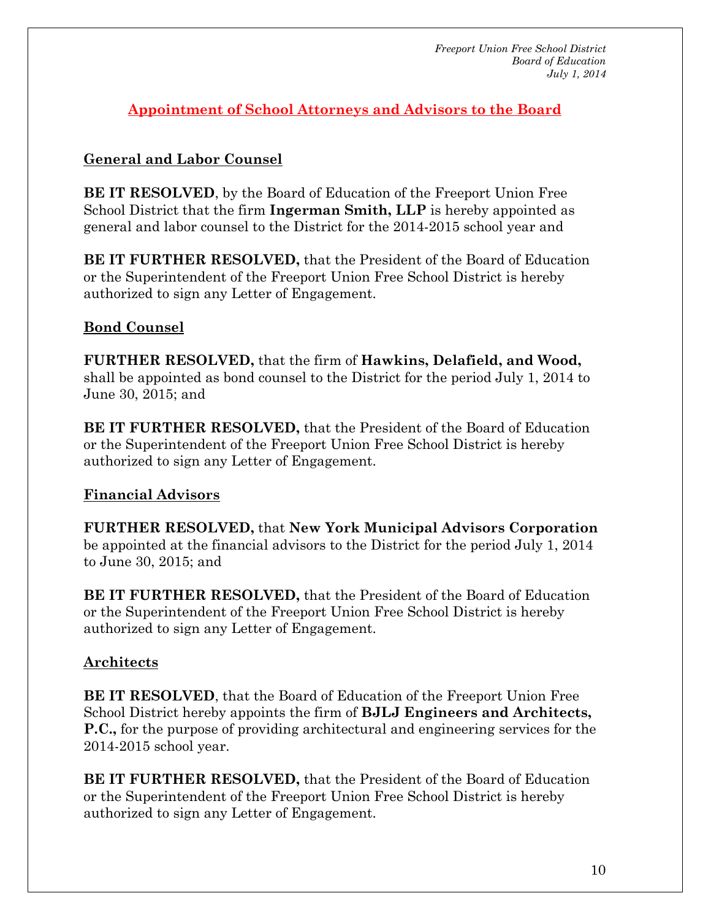## Appointment of School Attorneys and Advisors to the Board

### General and Labor Counsel

**BE IT RESOLVED**, by the Board of Education of the Freeport Union Free School District that the firm **Ingerman Smith, LLP** is hereby appointed as general and labor counsel to the District for the 2014-2015 school year and

**BE IT FURTHER RESOLVED,** that the President of the Board of Education or the Superintendent of the Freeport Union Free School District is hereby authorized to sign any Letter of Engagement.

### Bond Counsel

**FURTHER RESOLVED,** that the firm of **Hawkins, Delafield, and Wood,** shall be appointed as bond counsel to the District for the period July 1, 2014 to June 30, 2015; and

**BE IT FURTHER RESOLVED,** that the President of the Board of Education or the Superintendent of the Freeport Union Free School District is hereby authorized to sign any Letter of Engagement.

### Financial Advisors

**FURTHER RESOLVED,** that **New York Municipal Advisors Corporation** be appointed at the financial advisors to the District for the period July 1, 2014 to June 30, 2015; and

**BE IT FURTHER RESOLVED,** that the President of the Board of Education or the Superintendent of the Freeport Union Free School District is hereby authorized to sign any Letter of Engagement.

### Architects

**BE IT RESOLVED**, that the Board of Education of the Freeport Union Free School District hereby appoints the firm of **BJLJ Engineers and Architects, P.C.,** for the purpose of providing architectural and engineering services for the 2014-2015 school year.

**BE IT FURTHER RESOLVED,** that the President of the Board of Education or the Superintendent of the Freeport Union Free School District is hereby authorized to sign any Letter of Engagement.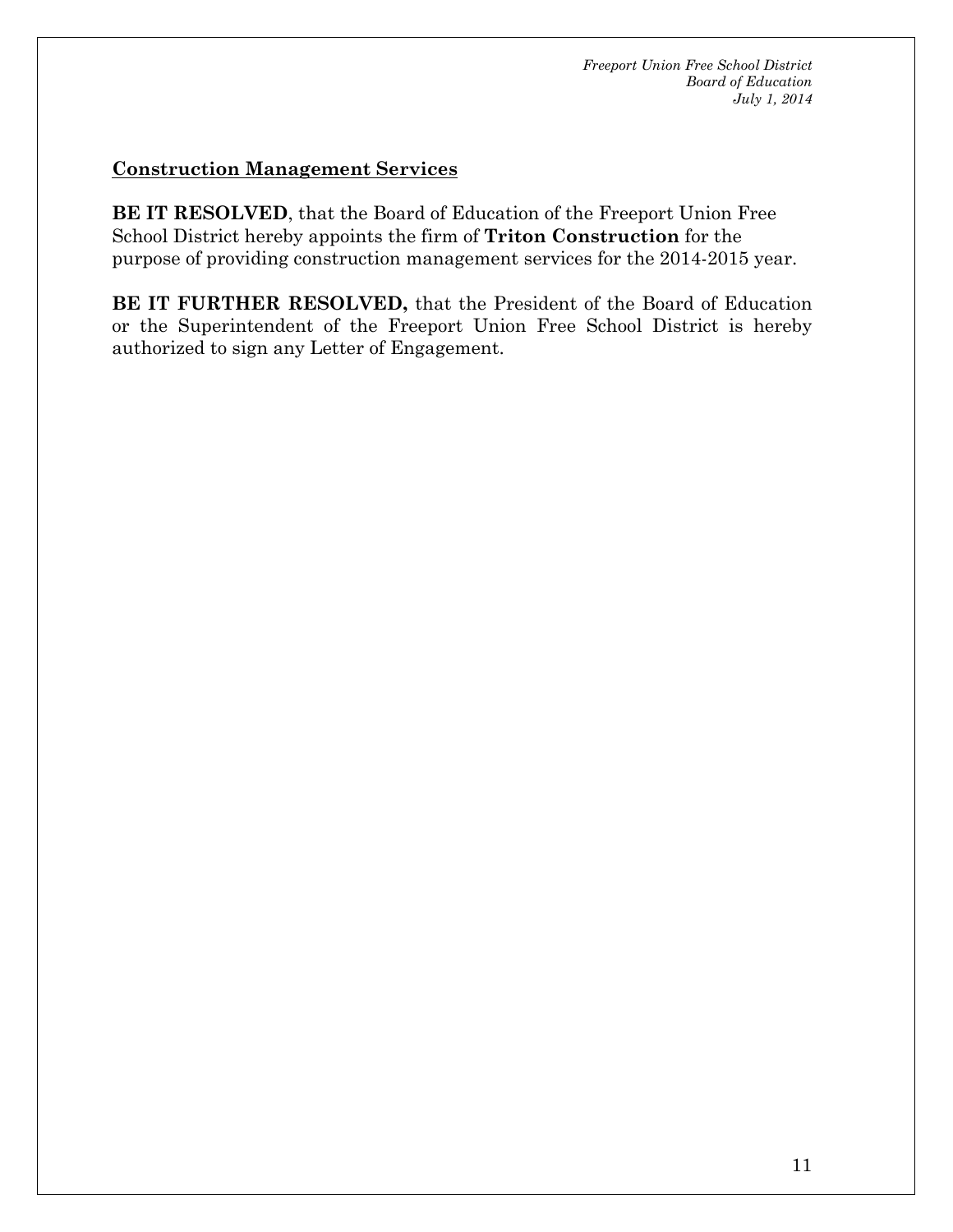**<u>Construction Management Services</u>**

**BE IT RESOLVED**, that the Board of Education of the Freeport Union Free School District hereby appoints the firm of **Triton Construction** for the purpose of providing construction management services for the 2014-2015 year.

**BE IT FURTHER RESOLVED,** that the President of the Board of Education or the Superintendent of the Freeport Union Free School District is hereby authorized to sign any Letter of Engagement.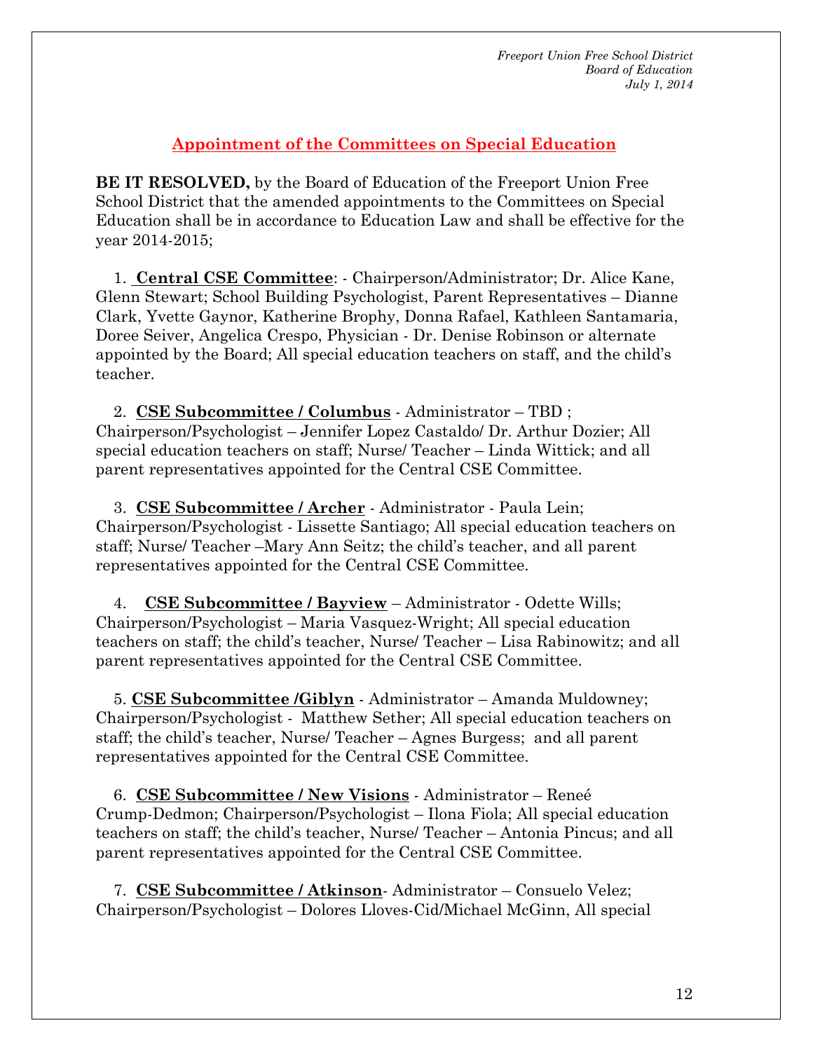*Freeport Union Free School District*
*Board of Education*
*July 1, 2014*

## Appointment of the Committees on Special Education

**BE IT RESOLVED,** by the Board of Education of the Freeport Union Free School District that the amended appointments to the Committees on Special Education shall be in accordance to Education Law and shall be effective for the year 2014-2015;

1. **Central CSE Committee**: - Chairperson/Administrator; Dr. Alice Kane, Glenn Stewart; School Building Psychologist, Parent Representatives – Dianne Clark, Yvette Gaynor, Katherine Brophy, Donna Rafael, Kathleen Santamaria, Doree Seiver, Angelica Crespo, Physician - Dr. Denise Robinson or alternate appointed by the Board; All special education teachers on staff, and the child's teacher.

2. **CSE Subcommittee / Columbus** - Administrator – TBD ; Chairperson/Psychologist – Jennifer Lopez Castaldo/ Dr. Arthur Dozier; All special education teachers on staff; Nurse/ Teacher – Linda Wittick; and all parent representatives appointed for the Central CSE Committee.

3. **CSE Subcommittee / Archer** - Administrator - Paula Lein; Chairperson/Psychologist - Lissette Santiago; All special education teachers on staff; Nurse/ Teacher –Mary Ann Seitz; the child's teacher, and all parent representatives appointed for the Central CSE Committee.

4. **CSE Subcommittee / Bayview** – Administrator - Odette Wills; Chairperson/Psychologist – Maria Vasquez-Wright; All special education teachers on staff; the child's teacher, Nurse/ Teacher – Lisa Rabinowitz; and all parent representatives appointed for the Central CSE Committee.

5. **CSE Subcommittee /Giblyn** - Administrator – Amanda Muldowney; Chairperson/Psychologist - Matthew Sether; All special education teachers on staff; the child's teacher, Nurse/ Teacher – Agnes Burgess; and all parent representatives appointed for the Central CSE Committee.

6. **CSE Subcommittee / New Visions** - Administrator – Reneé Crump-Dedmon; Chairperson/Psychologist – Ilona Fiola; All special education teachers on staff; the child's teacher, Nurse/ Teacher – Antonia Pincus; and all parent representatives appointed for the Central CSE Committee.

7. **CSE Subcommittee / Atkinson**- Administrator – Consuelo Velez; Chairperson/Psychologist – Dolores Lloves-Cid/Michael McGinn, All special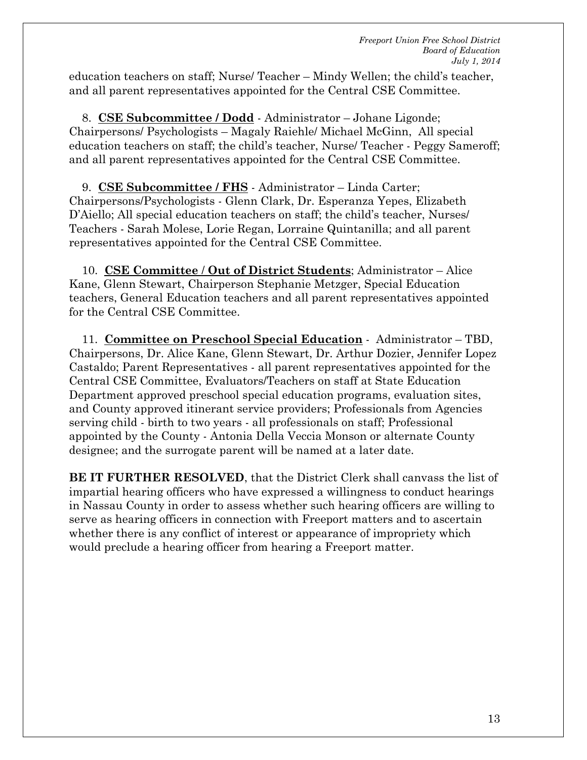education teachers on staff; Nurse/ Teacher – Mindy Wellen; the child's teacher, and all parent representatives appointed for the Central CSE Committee.

8. **CSE Subcommittee / Dodd** - Administrator – Johane Ligonde; Chairpersons/ Psychologists – Magaly Raiehle/ Michael McGinn, All special education teachers on staff; the child's teacher, Nurse/ Teacher - Peggy Sameroff; and all parent representatives appointed for the Central CSE Committee.

9. **CSE Subcommittee / FHS** - Administrator – Linda Carter; Chairpersons/Psychologists - Glenn Clark, Dr. Esperanza Yepes, Elizabeth D'Aiello; All special education teachers on staff; the child's teacher, Nurses/ Teachers - Sarah Molese, Lorie Regan, Lorraine Quintanilla; and all parent representatives appointed for the Central CSE Committee.

10. **CSE Committee / Out of District Students**; Administrator – Alice Kane, Glenn Stewart, Chairperson Stephanie Metzger, Special Education teachers, General Education teachers and all parent representatives appointed for the Central CSE Committee.

11. **Committee on Preschool Special Education** - Administrator – TBD, Chairpersons, Dr. Alice Kane, Glenn Stewart, Dr. Arthur Dozier, Jennifer Lopez Castaldo; Parent Representatives - all parent representatives appointed for the Central CSE Committee, Evaluators/Teachers on staff at State Education Department approved preschool special education programs, evaluation sites, and County approved itinerant service providers; Professionals from Agencies serving child - birth to two years - all professionals on staff; Professional appointed by the County - Antonia Della Veccia Monson or alternate County designee; and the surrogate parent will be named at a later date.

**BE IT FURTHER RESOLVED**, that the District Clerk shall canvass the list of impartial hearing officers who have expressed a willingness to conduct hearings in Nassau County in order to assess whether such hearing officers are willing to serve as hearing officers in connection with Freeport matters and to ascertain whether there is any conflict of interest or appearance of impropriety which would preclude a hearing officer from hearing a Freeport matter.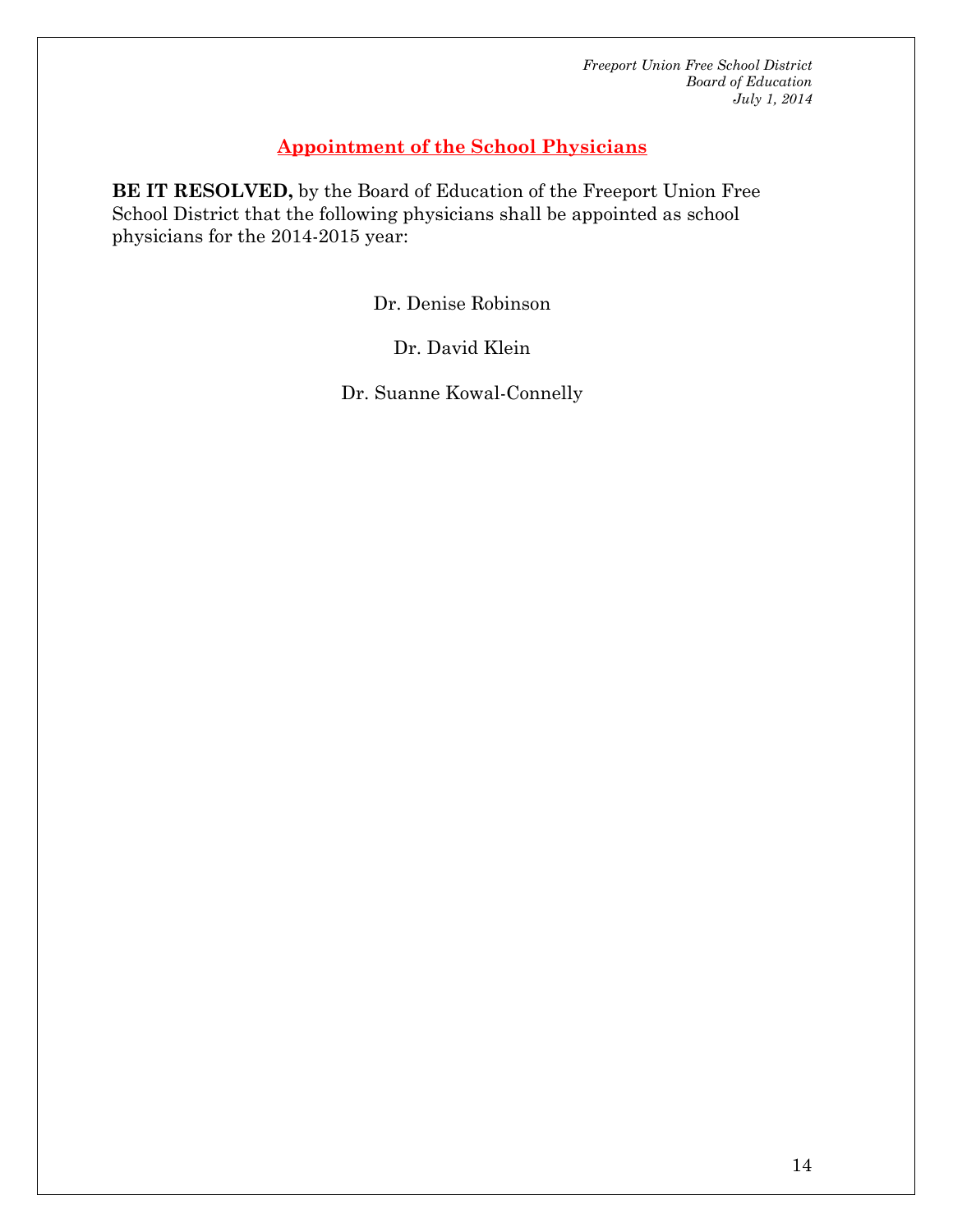## Appointment of the School Physicians

**BE IT RESOLVED,** by the Board of Education of the Freeport Union Free School District that the following physicians shall be appointed as school physicians for the 2014-2015 year:

Dr. Denise Robinson

Dr. David Klein

Dr. Suanne Kowal-Connelly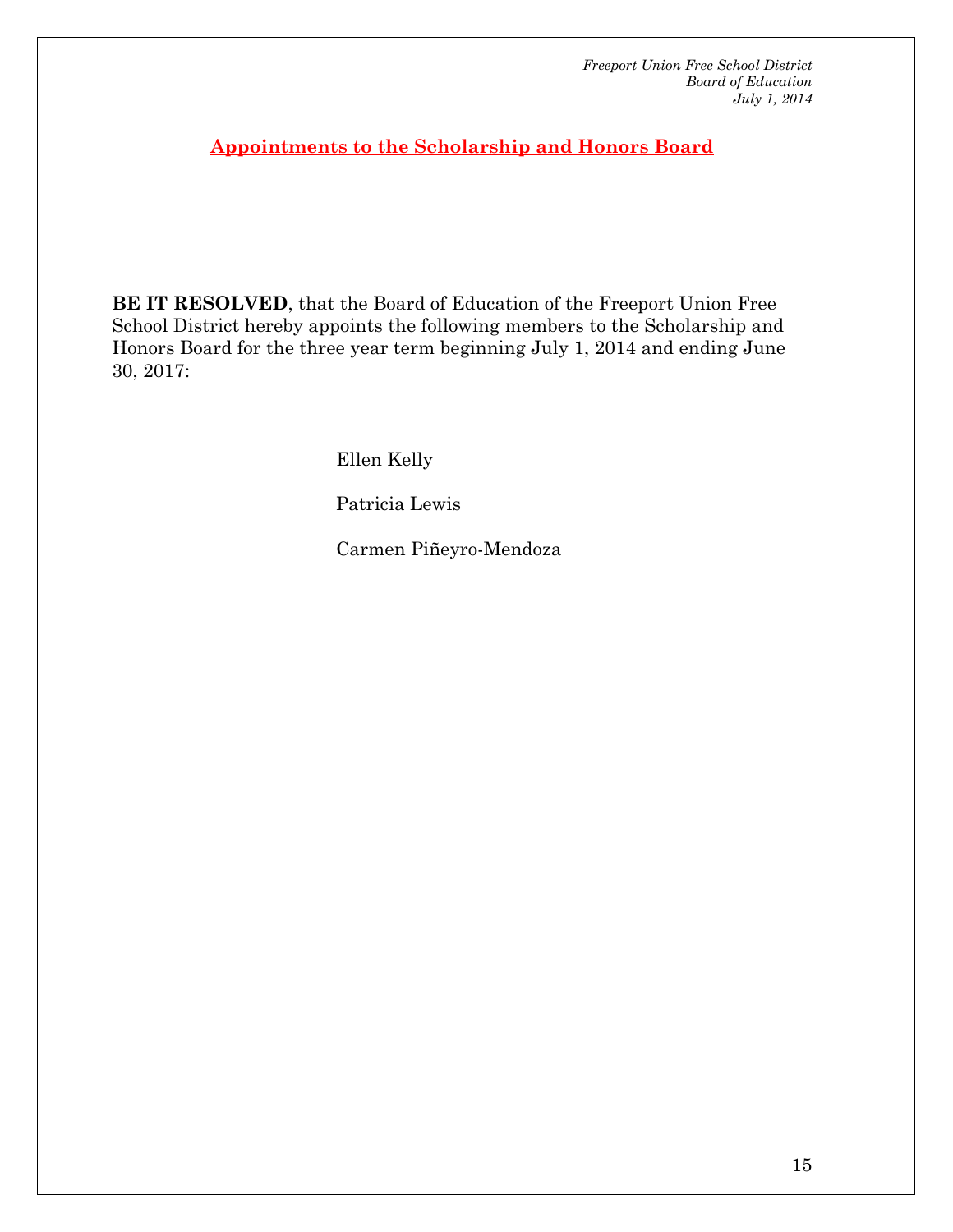## Appointments to the Scholarship and Honors Board

**BE IT RESOLVED**, that the Board of Education of the Freeport Union Free School District hereby appoints the following members to the Scholarship and Honors Board for the three year term beginning July 1, 2014 and ending June 30, 2017:

Ellen Kelly

Patricia Lewis

Carmen Piñeyro-Mendoza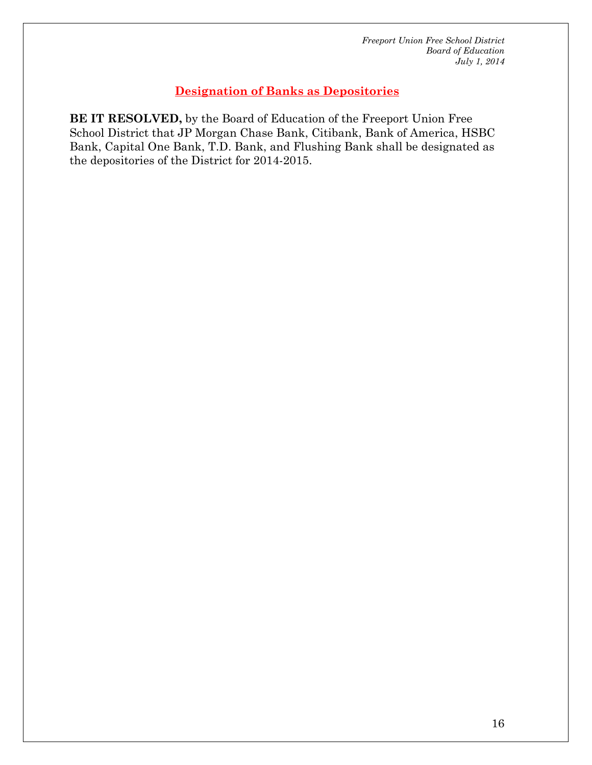*Freeport Union Free School District*
*Board of Education*
*July 1, 2014*

## Designation of Banks as Depositories

**BE IT RESOLVED,** by the Board of Education of the Freeport Union Free School District that JP Morgan Chase Bank, Citibank, Bank of America, HSBC Bank, Capital One Bank, T.D. Bank, and Flushing Bank shall be designated as the depositories of the District for 2014-2015.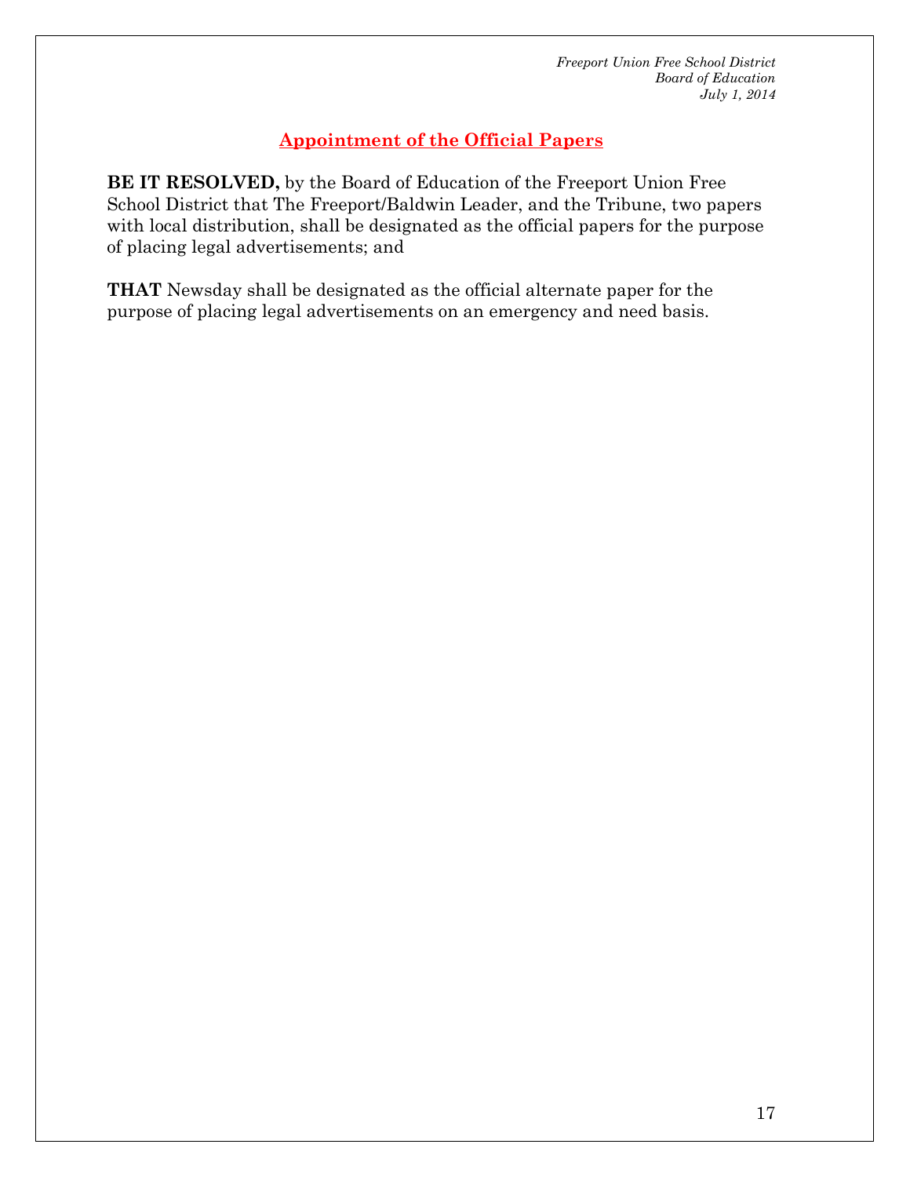## Appointment of the Official Papers

**BE IT RESOLVED,** by the Board of Education of the Freeport Union Free School District that The Freeport/Baldwin Leader, and the Tribune, two papers with local distribution, shall be designated as the official papers for the purpose of placing legal advertisements; and

**THAT** Newsday shall be designated as the official alternate paper for the purpose of placing legal advertisements on an emergency and need basis.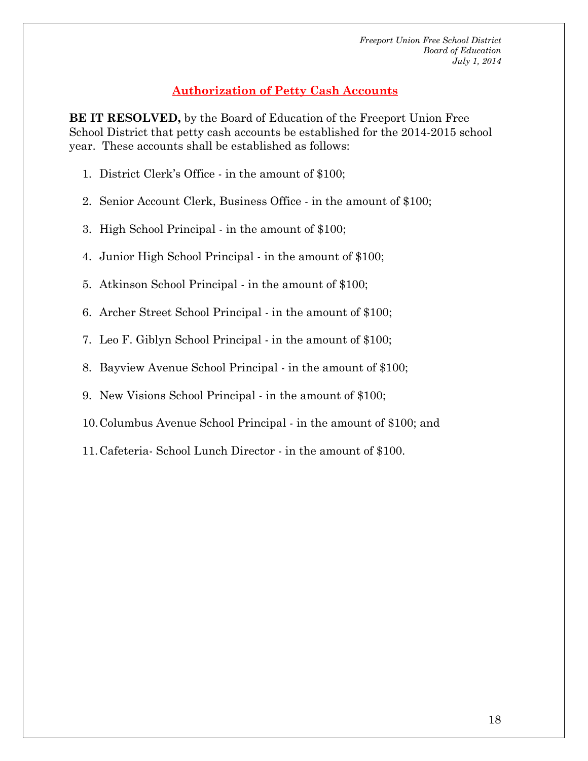## Authorization of Petty Cash Accounts

**BE IT RESOLVED,** by the Board of Education of the Freeport Union Free School District that petty cash accounts be established for the 2014-2015 school year. These accounts shall be established as follows:

1. District Clerk's Office - in the amount of $100;
2. Senior Account Clerk, Business Office - in the amount of $100;
3. High School Principal - in the amount of $100;
4. Junior High School Principal - in the amount of $100;
5. Atkinson School Principal - in the amount of $100;
6. Archer Street School Principal - in the amount of $100;
7. Leo F. Giblyn School Principal - in the amount of $100;
8. Bayview Avenue School Principal - in the amount of $100;
9. New Visions School Principal - in the amount of $100;
10. Columbus Avenue School Principal - in the amount of $100; and
11. Cafeteria- School Lunch Director - in the amount of $100.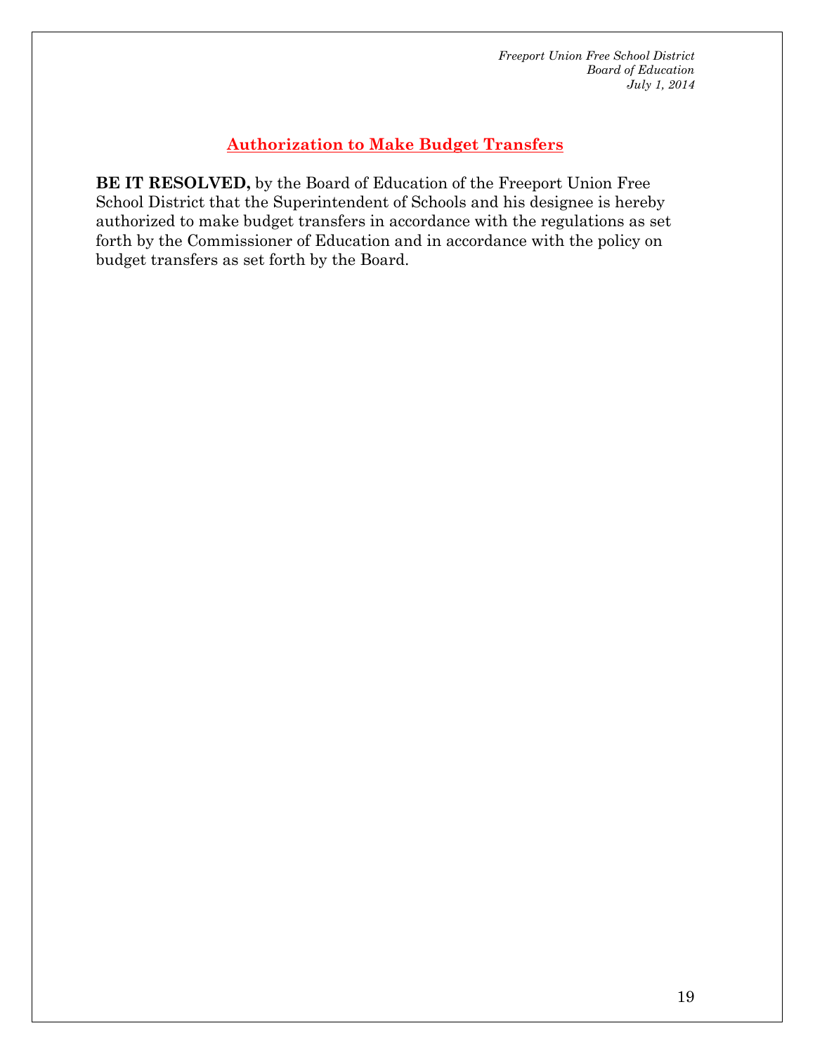## Authorization to Make Budget Transfers

**BE IT RESOLVED,** by the Board of Education of the Freeport Union Free School District that the Superintendent of Schools and his designee is hereby authorized to make budget transfers in accordance with the regulations as set forth by the Commissioner of Education and in accordance with the policy on budget transfers as set forth by the Board.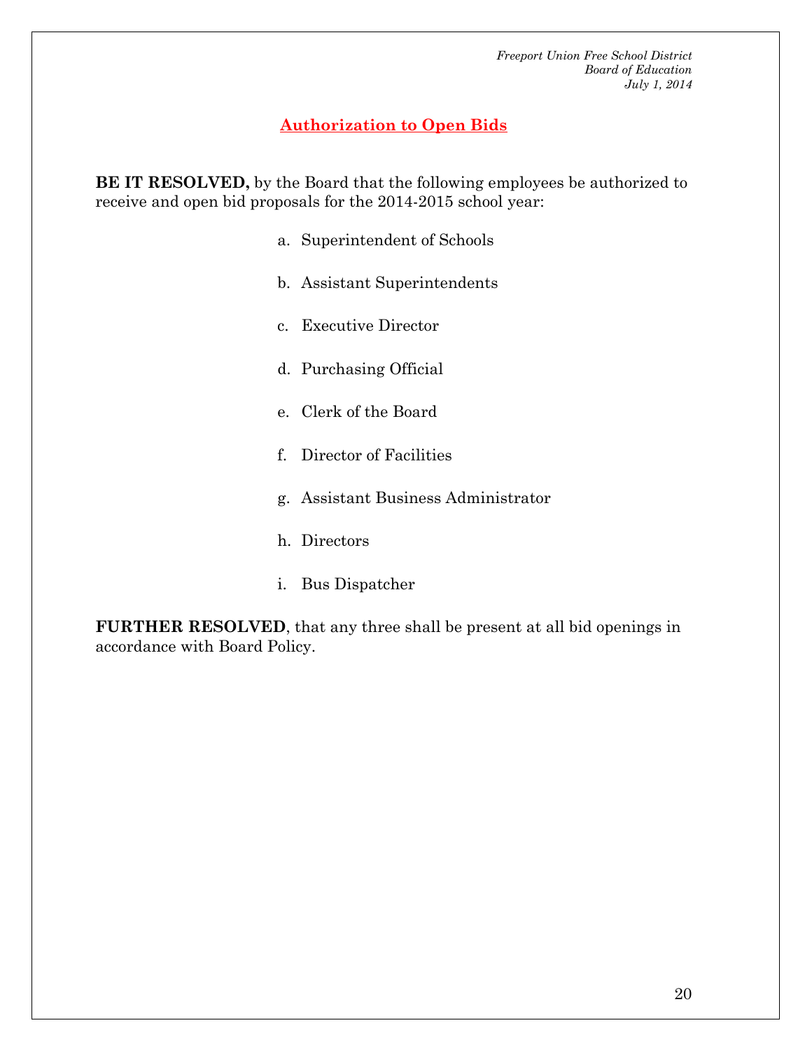*Freeport Union Free School District*
*Board of Education*
*July 1, 2014*

## Authorization to Open Bids

**BE IT RESOLVED,** by the Board that the following employees be authorized to receive and open bid proposals for the 2014-2015 school year:

a. Superintendent of Schools

b. Assistant Superintendents

c. Executive Director

d. Purchasing Official

e. Clerk of the Board

f. Director of Facilities

g. Assistant Business Administrator

h. Directors

i. Bus Dispatcher

**FURTHER RESOLVED**, that any three shall be present at all bid openings in accordance with Board Policy.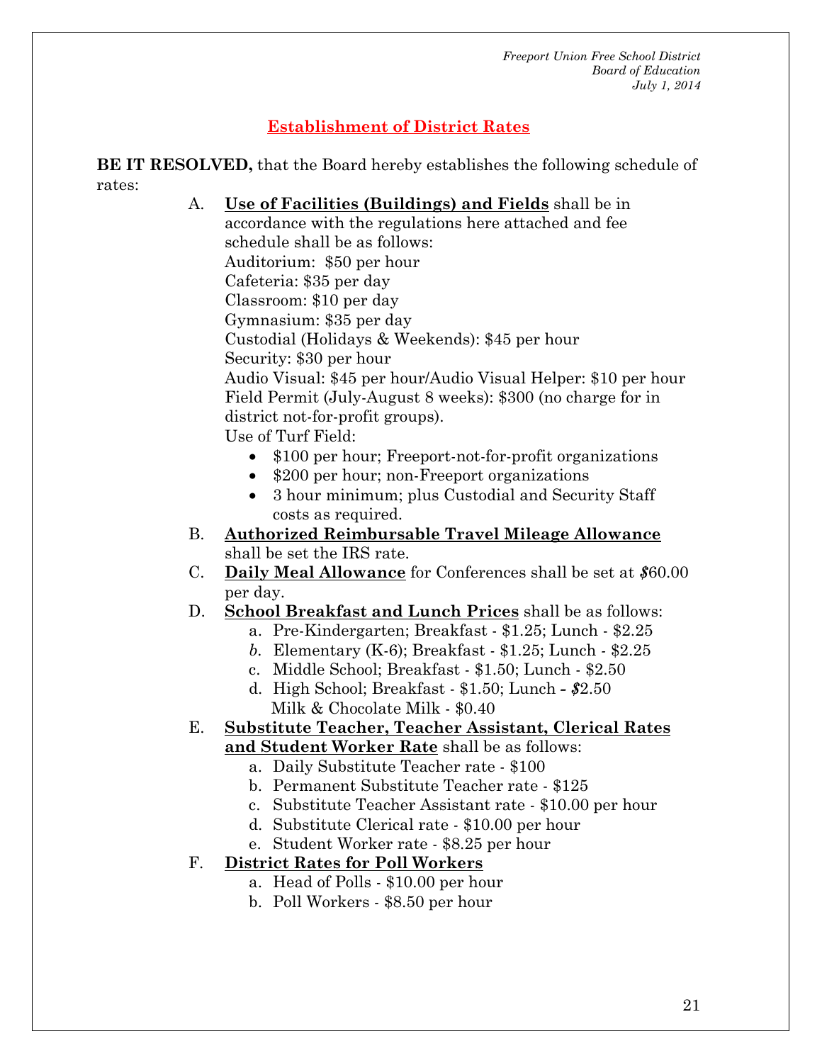*Freeport Union Free School District*
*Board of Education*
*July 1, 2014*

## Establishment of District Rates

**BE IT RESOLVED,** that the Board hereby establishes the following schedule of rates:

A. **Use of Facilities (Buildings) and Fields** shall be in accordance with the regulations here attached and fee schedule shall be as follows:
Auditorium: $50 per hour
Cafeteria: $35 per day
Classroom: $10 per day
Gymnasium: $35 per day
Custodial (Holidays & Weekends): $45 per hour
Security: $30 per hour
Audio Visual: $45 per hour/Audio Visual Helper: $10 per hour
Field Permit (July-August 8 weeks): $300 (no charge for in district not-for-profit groups).
Use of Turf Field:
- $100 per hour; Freeport-not-for-profit organizations
- $200 per hour; non-Freeport organizations
- 3 hour minimum; plus Custodial and Security Staff costs as required.

B. **Authorized Reimbursable Travel Mileage Allowance** shall be set the IRS rate.

C. **Daily Meal Allowance** for Conferences shall be set at $60.00 per day.

D. **School Breakfast and Lunch Prices** shall be as follows:
   a. Pre-Kindergarten; Breakfast - $1.25; Lunch - $2.25
   b. Elementary (K-6); Breakfast - $1.25; Lunch - $2.25
   c. Middle School; Breakfast - $1.50; Lunch - $2.50
   d. High School; Breakfast - $1.50; Lunch - $2.50
   Milk & Chocolate Milk - $0.40

E. **Substitute Teacher, Teacher Assistant, Clerical Rates and Student Worker Rate** shall be as follows:
   a. Daily Substitute Teacher rate - $100
   b. Permanent Substitute Teacher rate - $125
   c. Substitute Teacher Assistant rate - $10.00 per hour
   d. Substitute Clerical rate - $10.00 per hour
   e. Student Worker rate - $8.25 per hour

F. **District Rates for Poll Workers**
   a. Head of Polls - $10.00 per hour
   b. Poll Workers - $8.50 per hour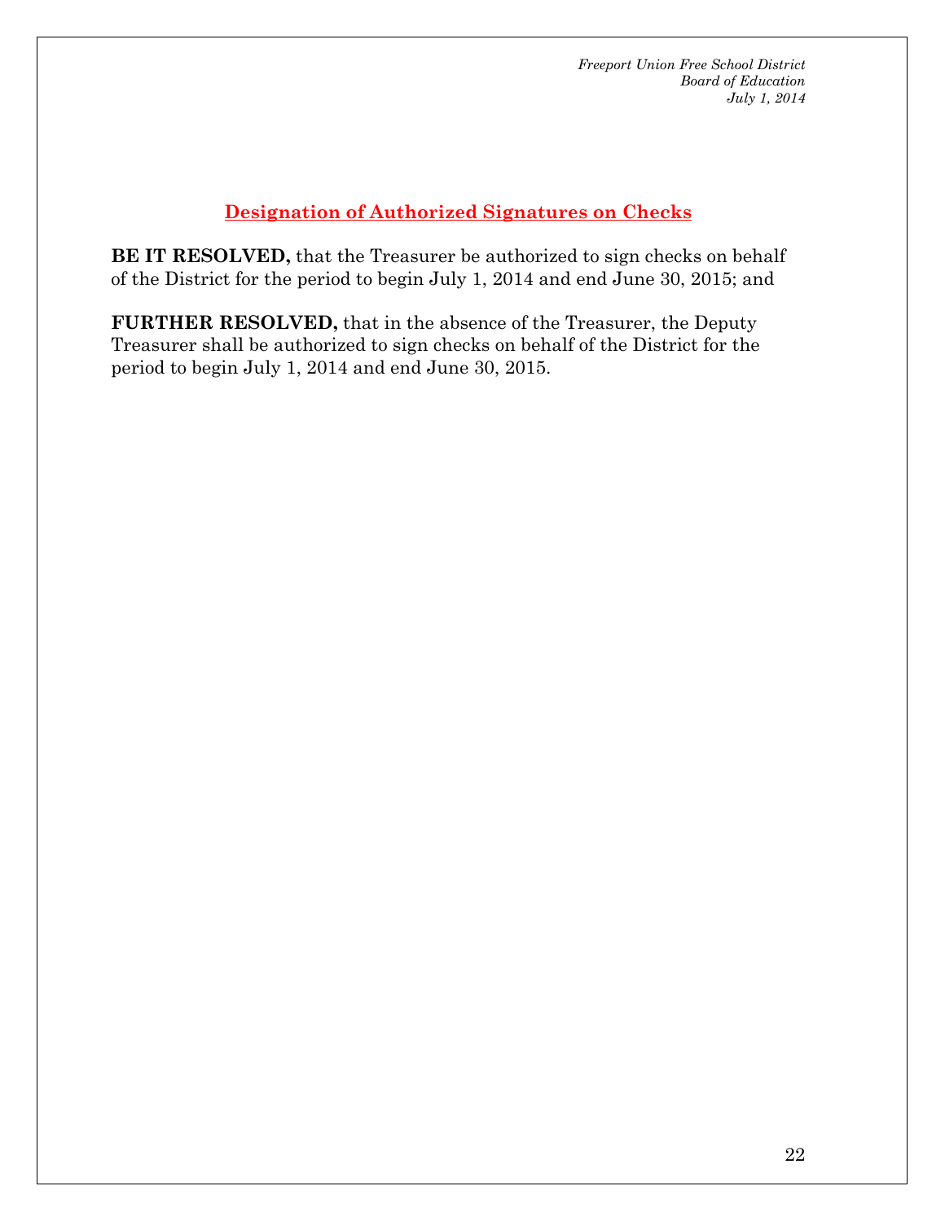## Designation of Authorized Signatures on Checks

**BE IT RESOLVED,** that the Treasurer be authorized to sign checks on behalf of the District for the period to begin July 1, 2014 and end June 30, 2015; and

**FURTHER RESOLVED,** that in the absence of the Treasurer, the Deputy Treasurer shall be authorized to sign checks on behalf of the District for the period to begin July 1, 2014 and end June 30, 2015.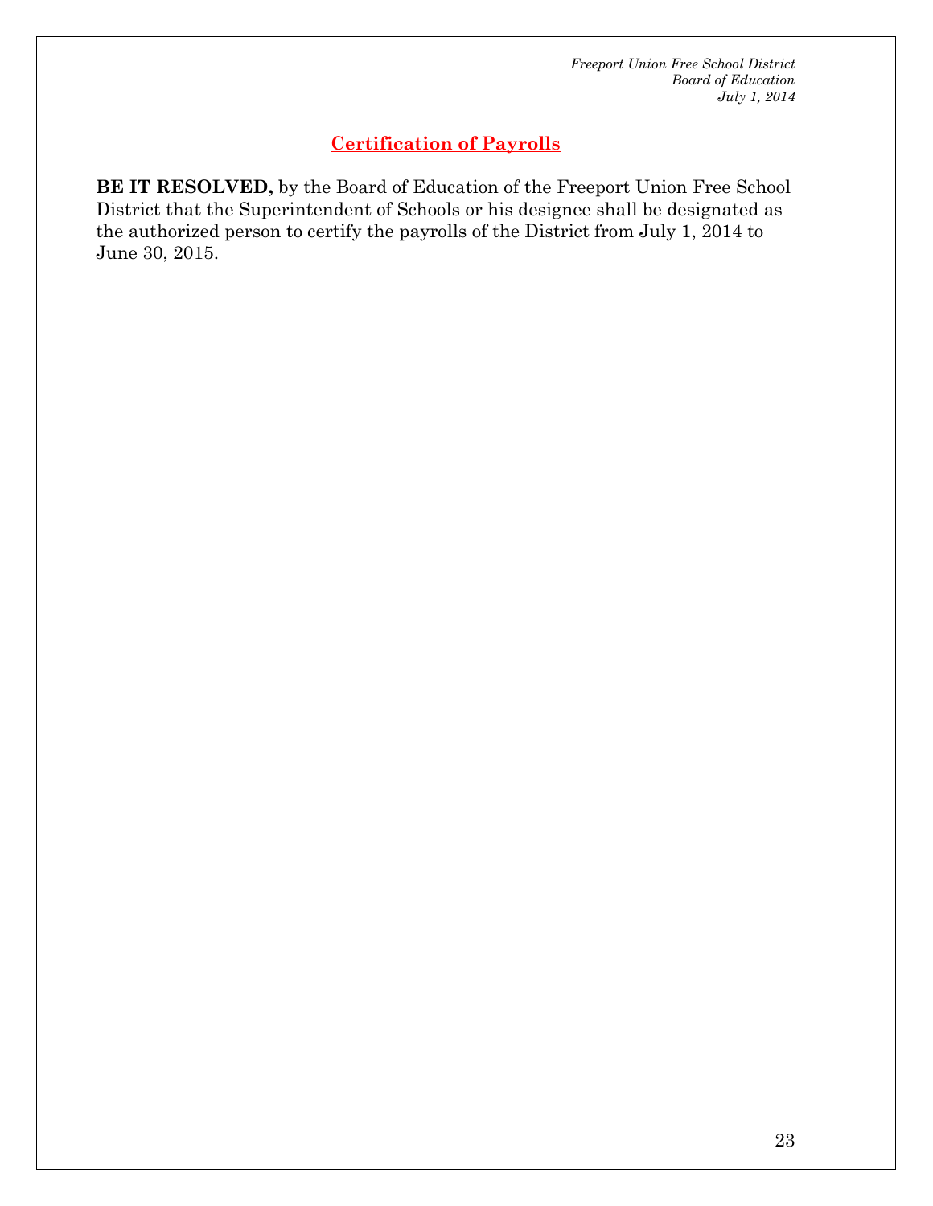## Certification of Payrolls

**BE IT RESOLVED,** by the Board of Education of the Freeport Union Free School District that the Superintendent of Schools or his designee shall be designated as the authorized person to certify the payrolls of the District from July 1, 2014 to June 30, 2015.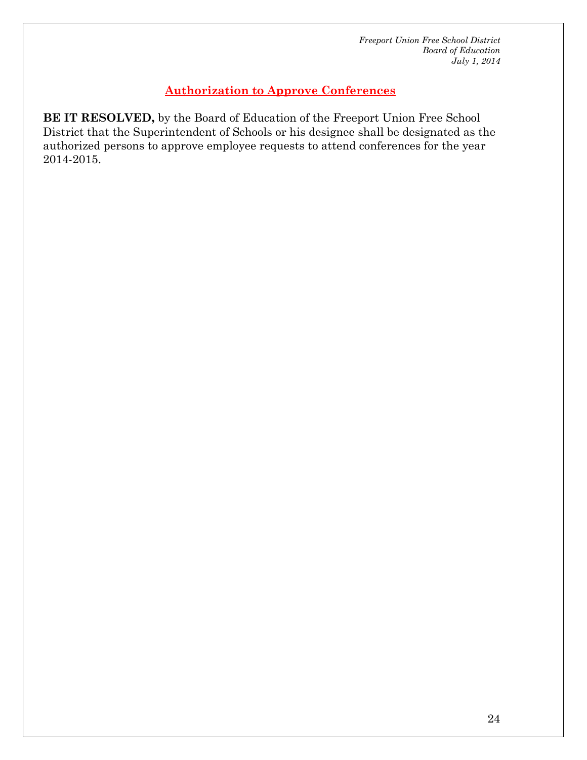## Authorization to Approve Conferences

**BE IT RESOLVED,** by the Board of Education of the Freeport Union Free School District that the Superintendent of Schools or his designee shall be designated as the authorized persons to approve employee requests to attend conferences for the year 2014-2015.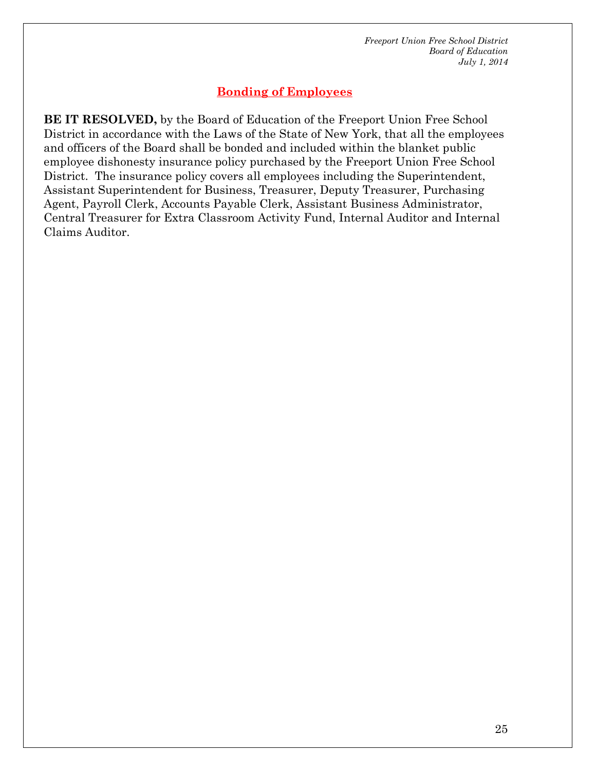## Bonding of Employees

**BE IT RESOLVED,** by the Board of Education of the Freeport Union Free School District in accordance with the Laws of the State of New York, that all the employees and officers of the Board shall be bonded and included within the blanket public employee dishonesty insurance policy purchased by the Freeport Union Free School District. The insurance policy covers all employees including the Superintendent, Assistant Superintendent for Business, Treasurer, Deputy Treasurer, Purchasing Agent, Payroll Clerk, Accounts Payable Clerk, Assistant Business Administrator, Central Treasurer for Extra Classroom Activity Fund, Internal Auditor and Internal Claims Auditor.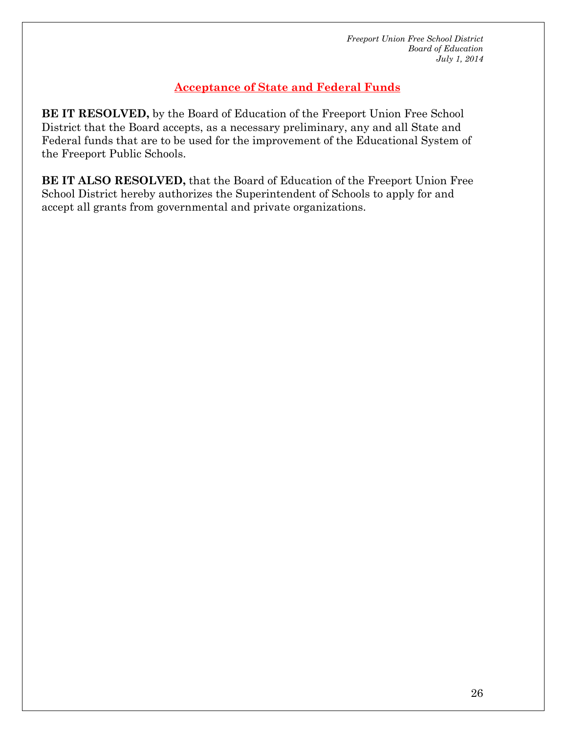## Acceptance of State and Federal Funds

**BE IT RESOLVED,** by the Board of Education of the Freeport Union Free School District that the Board accepts, as a necessary preliminary, any and all State and Federal funds that are to be used for the improvement of the Educational System of the Freeport Public Schools.

**BE IT ALSO RESOLVED,** that the Board of Education of the Freeport Union Free School District hereby authorizes the Superintendent of Schools to apply for and accept all grants from governmental and private organizations.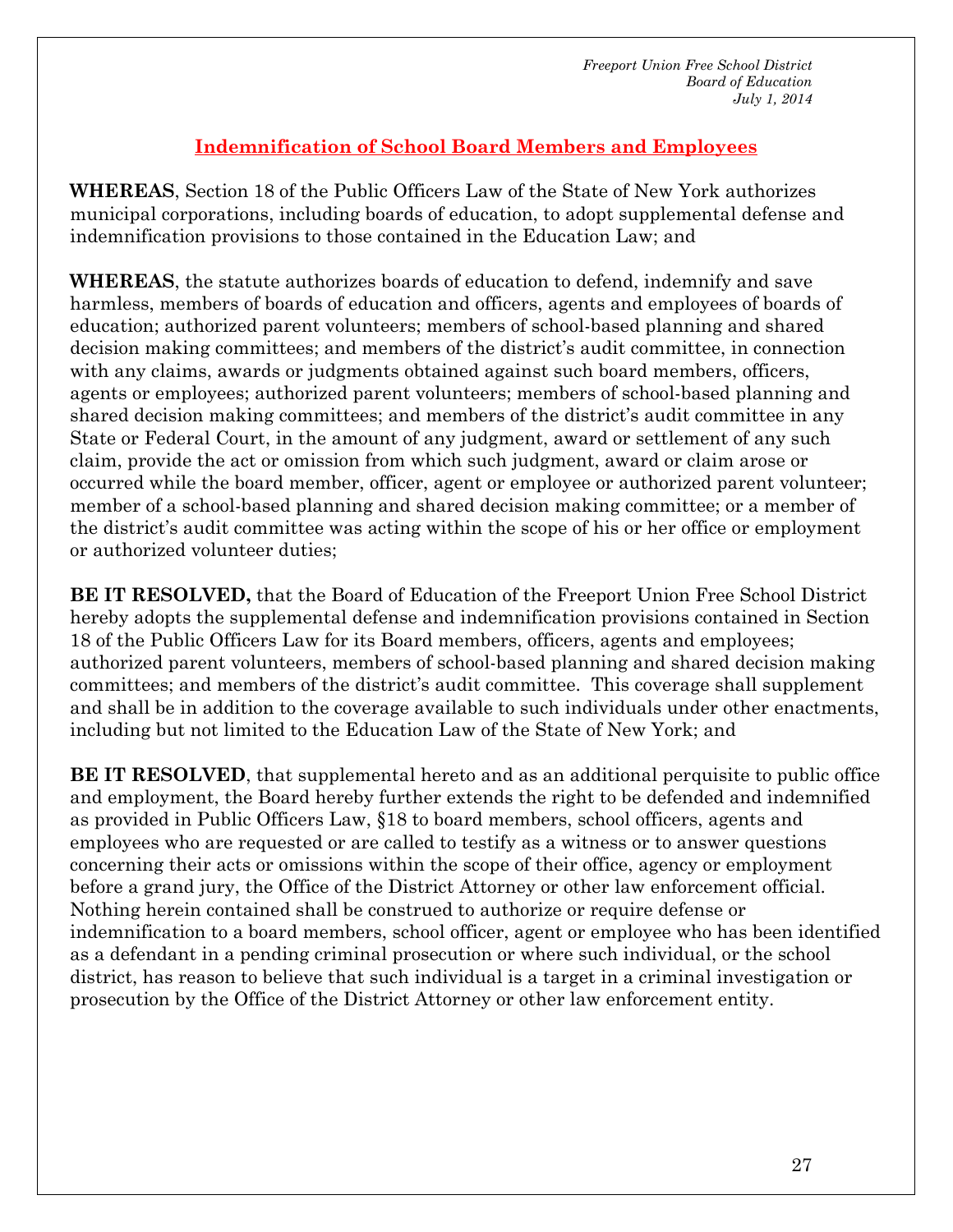*Freeport Union Free School District*
*Board of Education*
*July 1, 2014*

## Indemnification of School Board Members and Employees

**WHEREAS**, Section 18 of the Public Officers Law of the State of New York authorizes municipal corporations, including boards of education, to adopt supplemental defense and indemnification provisions to those contained in the Education Law; and

**WHEREAS**, the statute authorizes boards of education to defend, indemnify and save harmless, members of boards of education and officers, agents and employees of boards of education; authorized parent volunteers; members of school-based planning and shared decision making committees; and members of the district's audit committee, in connection with any claims, awards or judgments obtained against such board members, officers, agents or employees; authorized parent volunteers; members of school-based planning and shared decision making committees; and members of the district's audit committee in any State or Federal Court, in the amount of any judgment, award or settlement of any such claim, provide the act or omission from which such judgment, award or claim arose or occurred while the board member, officer, agent or employee or authorized parent volunteer; member of a school-based planning and shared decision making committee; or a member of the district's audit committee was acting within the scope of his or her office or employment or authorized volunteer duties;

**BE IT RESOLVED,** that the Board of Education of the Freeport Union Free School District hereby adopts the supplemental defense and indemnification provisions contained in Section 18 of the Public Officers Law for its Board members, officers, agents and employees; authorized parent volunteers, members of school-based planning and shared decision making committees; and members of the district's audit committee. This coverage shall supplement and shall be in addition to the coverage available to such individuals under other enactments, including but not limited to the Education Law of the State of New York; and

**BE IT RESOLVED**, that supplemental hereto and as an additional perquisite to public office and employment, the Board hereby further extends the right to be defended and indemnified as provided in Public Officers Law, §18 to board members, school officers, agents and employees who are requested or are called to testify as a witness or to answer questions concerning their acts or omissions within the scope of their office, agency or employment before a grand jury, the Office of the District Attorney or other law enforcement official. Nothing herein contained shall be construed to authorize or require defense or indemnification to a board members, school officer, agent or employee who has been identified as a defendant in a pending criminal prosecution or where such individual, or the school district, has reason to believe that such individual is a target in a criminal investigation or prosecution by the Office of the District Attorney or other law enforcement entity.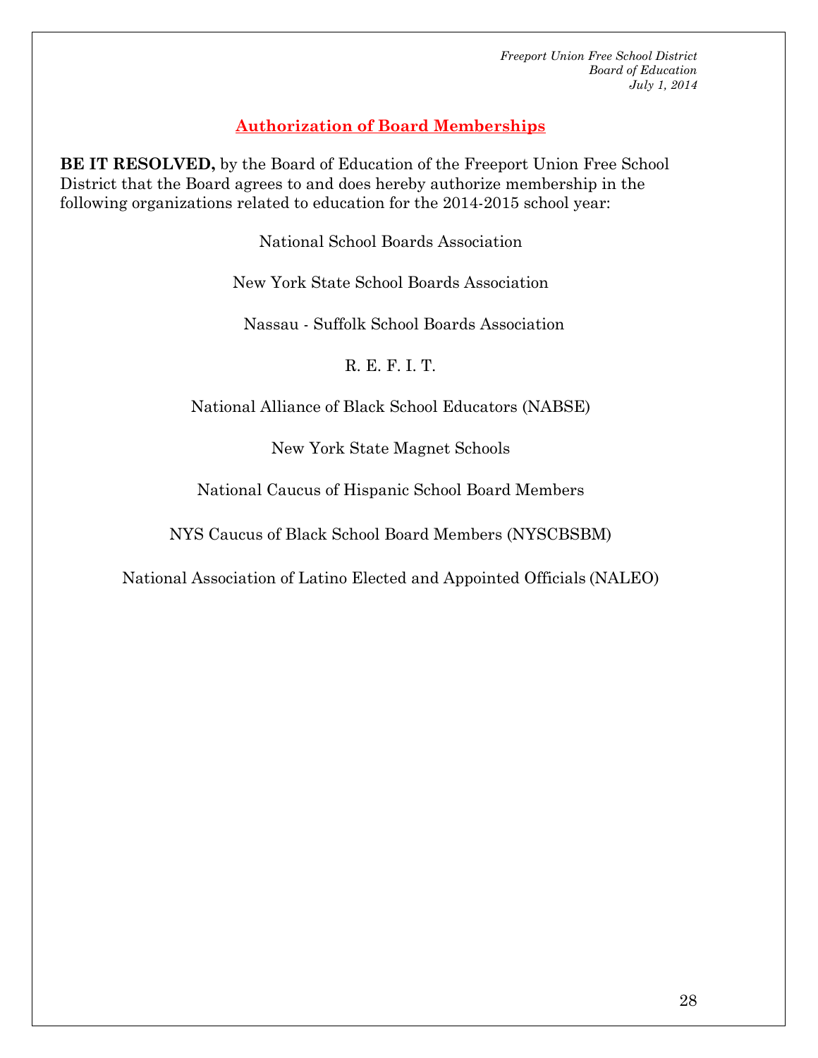*Freeport Union Free School District*
*Board of Education*
*July 1, 2014*

## Authorization of Board Memberships

**BE IT RESOLVED,** by the Board of Education of the Freeport Union Free School District that the Board agrees to and does hereby authorize membership in the following organizations related to education for the 2014-2015 school year:

National School Boards Association

New York State School Boards Association

Nassau - Suffolk School Boards Association

R. E. F. I. T.

National Alliance of Black School Educators (NABSE)

New York State Magnet Schools

National Caucus of Hispanic School Board Members

NYS Caucus of Black School Board Members (NYSCBSBM)

National Association of Latino Elected and Appointed Officials (NALEO)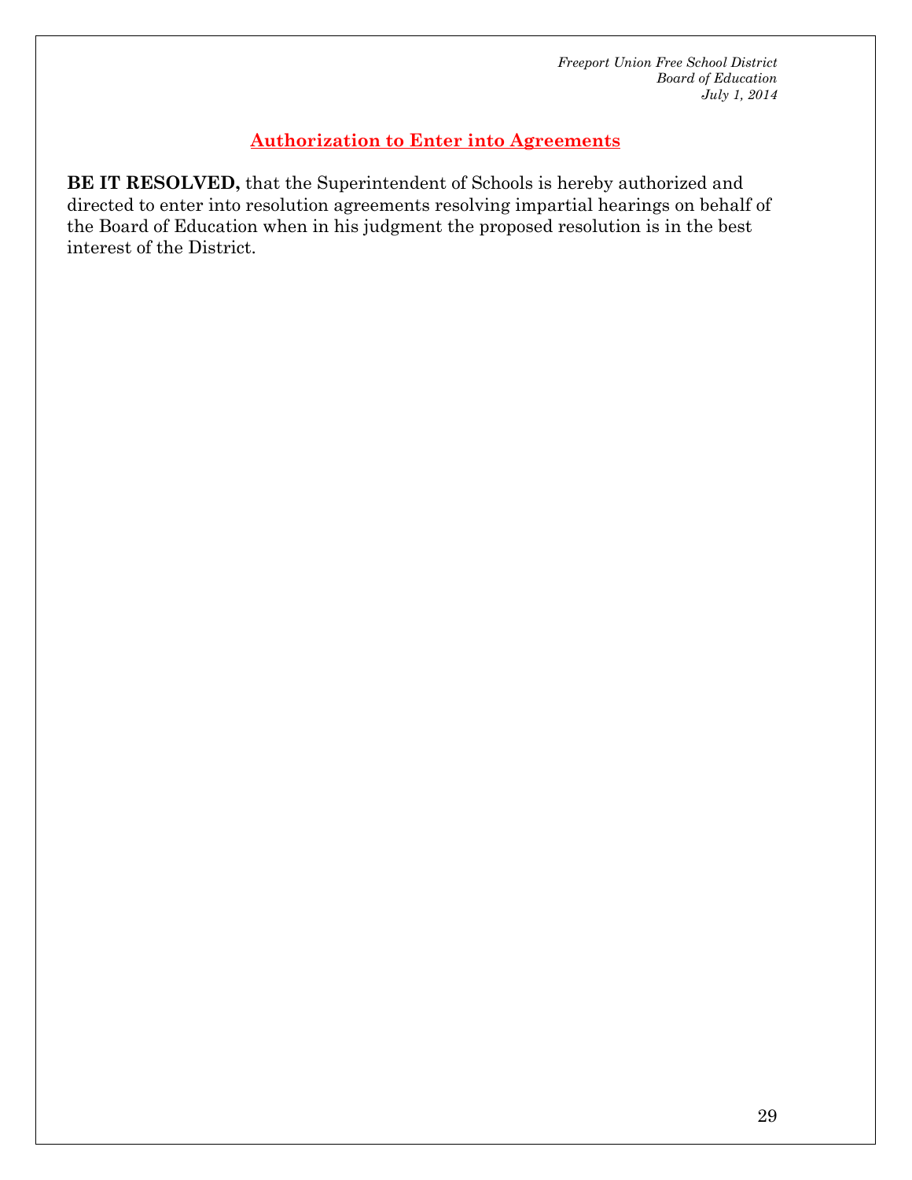## Authorization to Enter into Agreements

**BE IT RESOLVED,** that the Superintendent of Schools is hereby authorized and directed to enter into resolution agreements resolving impartial hearings on behalf of the Board of Education when in his judgment the proposed resolution is in the best interest of the District.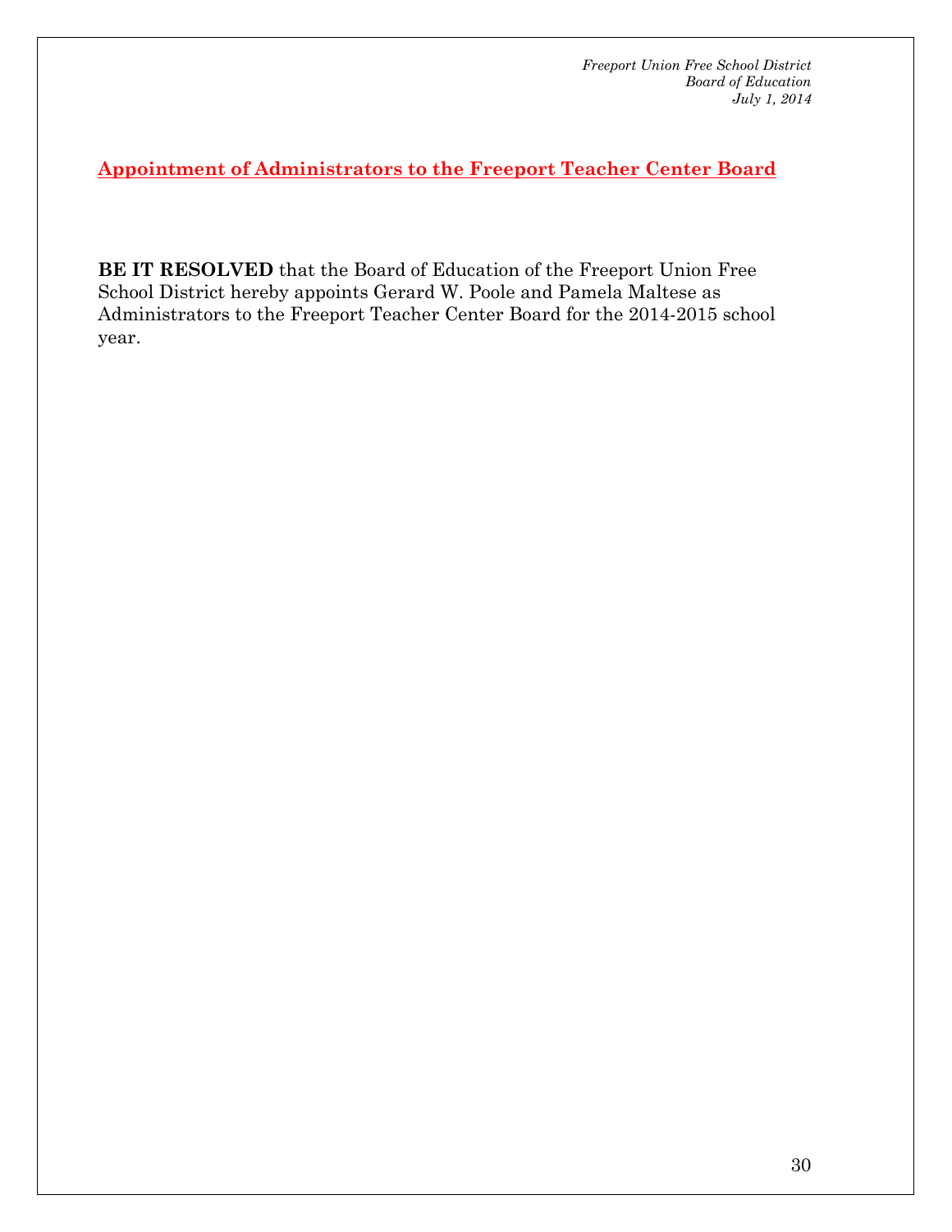*Freeport Union Free School District*
*Board of Education*
*July 1, 2014*

## Appointment of Administrators to the Freeport Teacher Center Board

**BE IT RESOLVED** that the Board of Education of the Freeport Union Free School District hereby appoints Gerard W. Poole and Pamela Maltese as Administrators to the Freeport Teacher Center Board for the 2014-2015 school year.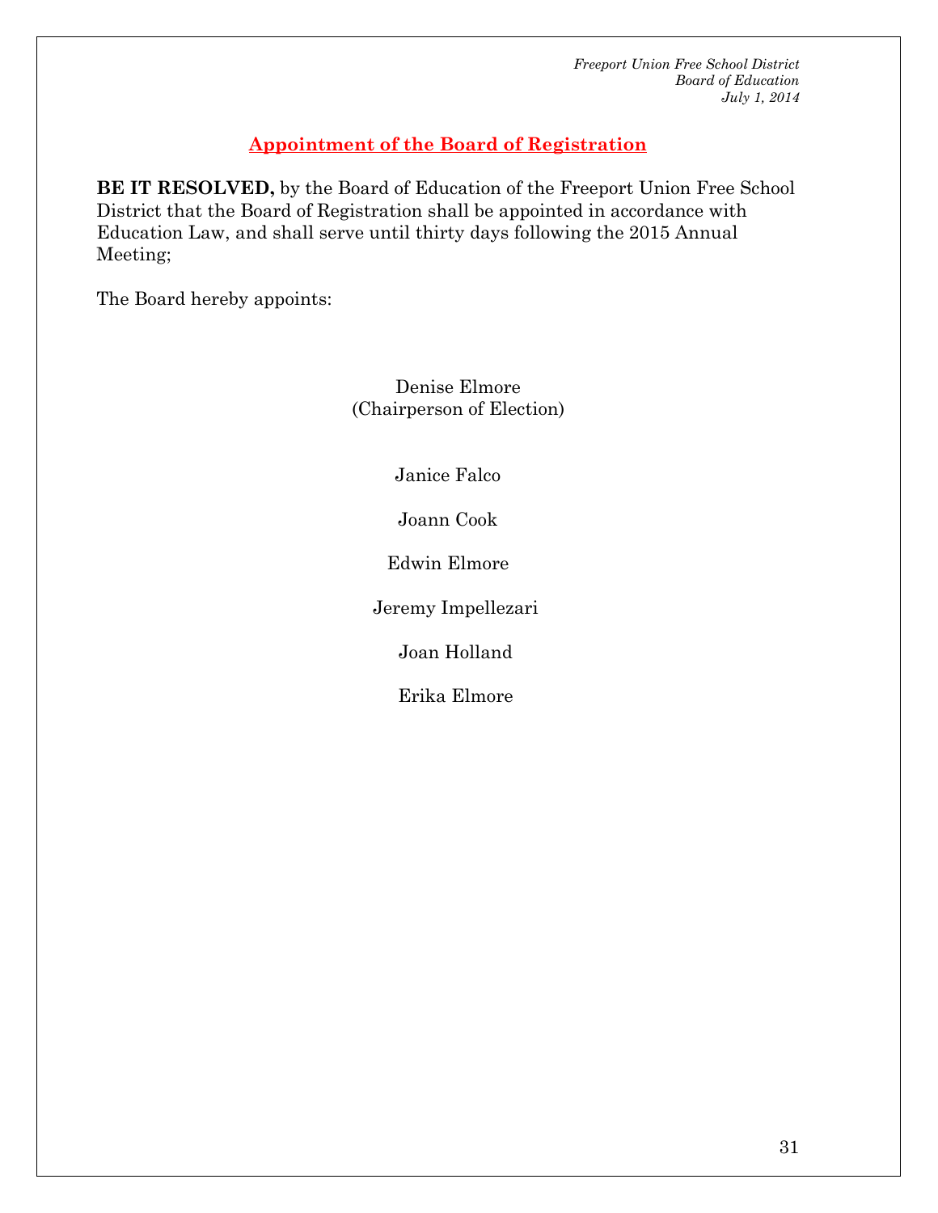*Freeport Union Free School District*
*Board of Education*
*July 1, 2014*

## Appointment of the Board of Registration

**BE IT RESOLVED,** by the Board of Education of the Freeport Union Free School District that the Board of Registration shall be appointed in accordance with Education Law, and shall serve until thirty days following the 2015 Annual Meeting;

The Board hereby appoints:

Denise Elmore
(Chairperson of Election)

Janice Falco

Joann Cook

Edwin Elmore

Jeremy Impellezari

Joan Holland

Erika Elmore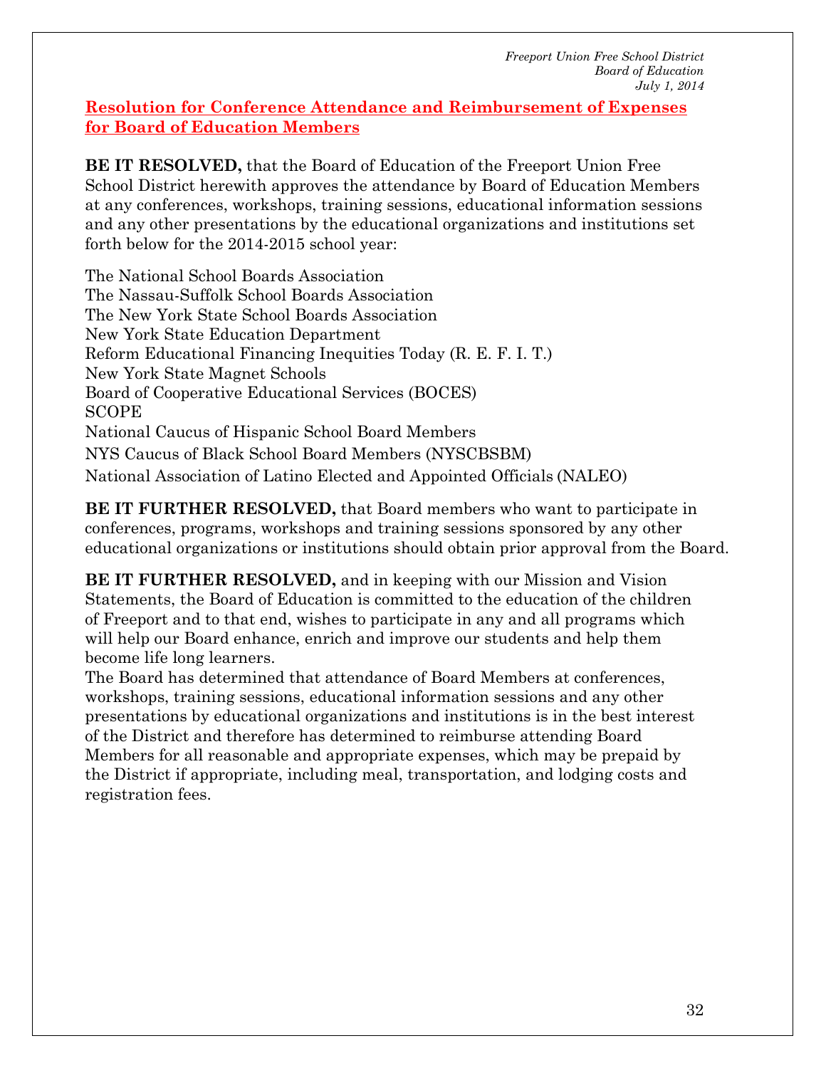## Resolution for Conference Attendance and Reimbursement of Expenses for Board of Education Members

**BE IT RESOLVED,** that the Board of Education of the Freeport Union Free School District herewith approves the attendance by Board of Education Members at any conferences, workshops, training sessions, educational information sessions and any other presentations by the educational organizations and institutions set forth below for the 2014-2015 school year:

The National School Boards Association
The Nassau-Suffolk School Boards Association
The New York State School Boards Association
New York State Education Department
Reform Educational Financing Inequities Today (R. E. F. I. T.)
New York State Magnet Schools
Board of Cooperative Educational Services (BOCES)
SCOPE
National Caucus of Hispanic School Board Members
NYS Caucus of Black School Board Members (NYSCBSBM)
National Association of Latino Elected and Appointed Officials (NALEO)

**BE IT FURTHER RESOLVED,** that Board members who want to participate in conferences, programs, workshops and training sessions sponsored by any other educational organizations or institutions should obtain prior approval from the Board.

**BE IT FURTHER RESOLVED,** and in keeping with our Mission and Vision Statements, the Board of Education is committed to the education of the children of Freeport and to that end, wishes to participate in any and all programs which will help our Board enhance, enrich and improve our students and help them become life long learners.

The Board has determined that attendance of Board Members at conferences, workshops, training sessions, educational information sessions and any other presentations by educational organizations and institutions is in the best interest of the District and therefore has determined to reimburse attending Board Members for all reasonable and appropriate expenses, which may be prepaid by the District if appropriate, including meal, transportation, and lodging costs and registration fees.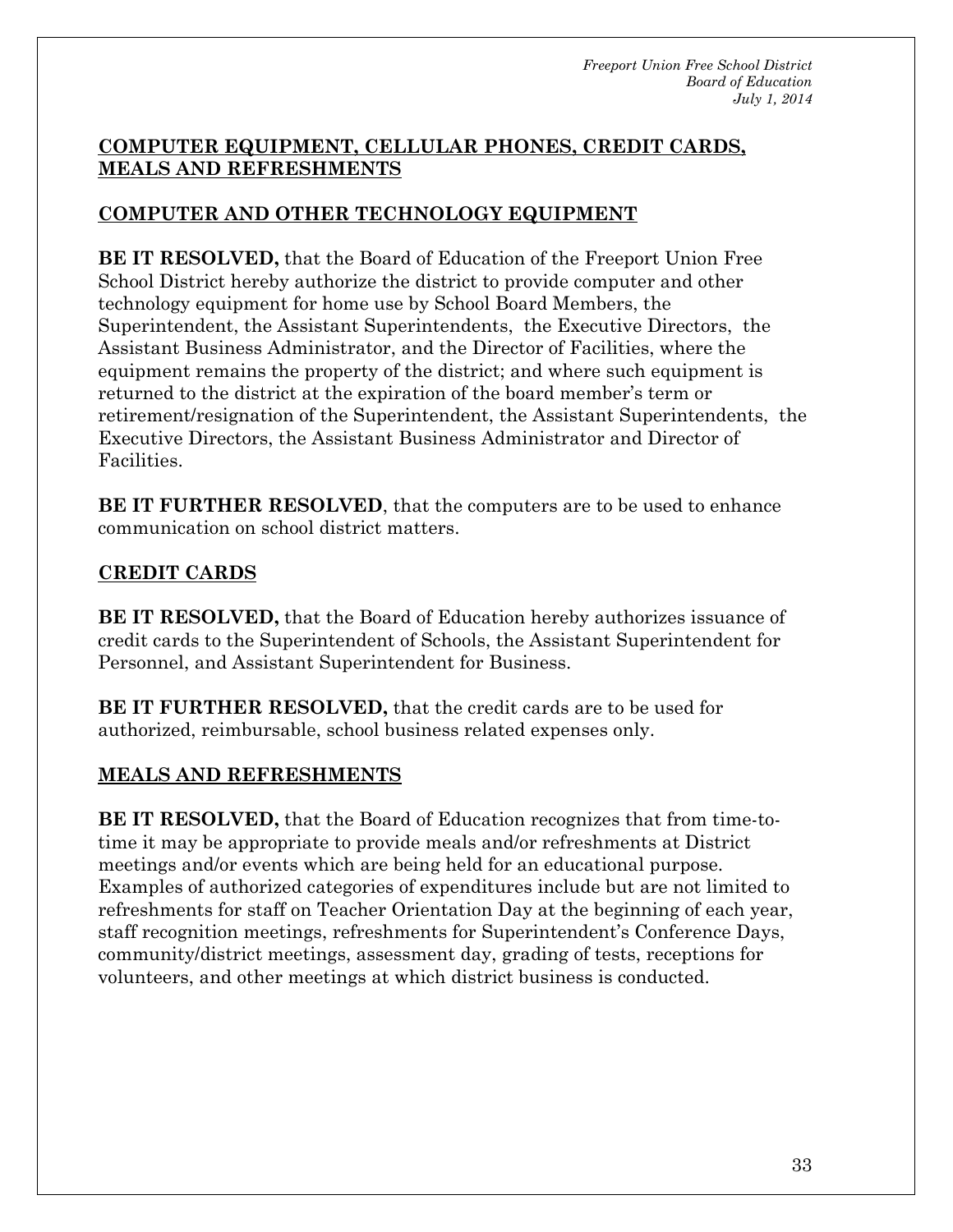## COMPUTER EQUIPMENT, CELLULAR PHONES, CREDIT CARDS, MEALS AND REFRESHMENTS

### COMPUTER AND OTHER TECHNOLOGY EQUIPMENT

**BE IT RESOLVED,** that the Board of Education of the Freeport Union Free School District hereby authorize the district to provide computer and other technology equipment for home use by School Board Members, the Superintendent, the Assistant Superintendents, the Executive Directors, the Assistant Business Administrator, and the Director of Facilities, where the equipment remains the property of the district; and where such equipment is returned to the district at the expiration of the board member's term or retirement/resignation of the Superintendent, the Assistant Superintendents, the Executive Directors, the Assistant Business Administrator and Director of Facilities.

**BE IT FURTHER RESOLVED**, that the computers are to be used to enhance communication on school district matters.

### CREDIT CARDS

**BE IT RESOLVED,** that the Board of Education hereby authorizes issuance of credit cards to the Superintendent of Schools, the Assistant Superintendent for Personnel, and Assistant Superintendent for Business.

**BE IT FURTHER RESOLVED,** that the credit cards are to be used for authorized, reimbursable, school business related expenses only.

### MEALS AND REFRESHMENTS

**BE IT RESOLVED,** that the Board of Education recognizes that from time-to-time it may be appropriate to provide meals and/or refreshments at District meetings and/or events which are being held for an educational purpose. Examples of authorized categories of expenditures include but are not limited to refreshments for staff on Teacher Orientation Day at the beginning of each year, staff recognition meetings, refreshments for Superintendent's Conference Days, community/district meetings, assessment day, grading of tests, receptions for volunteers, and other meetings at which district business is conducted.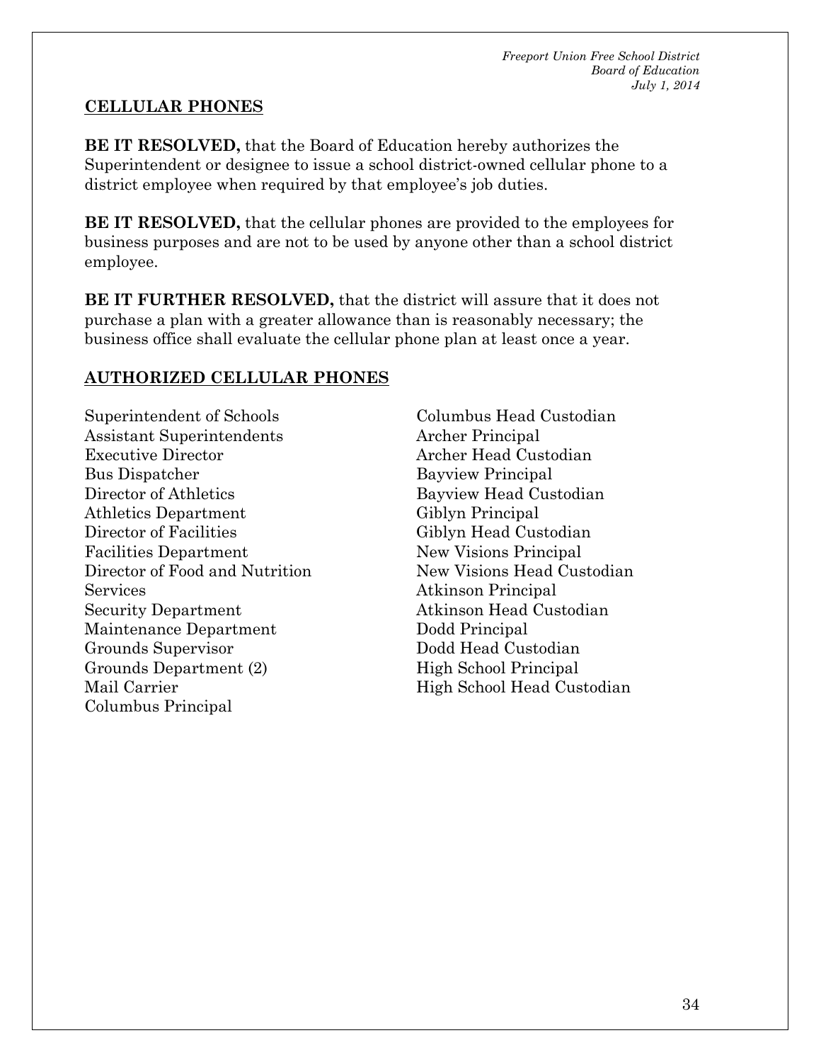## CELLULAR PHONES

**BE IT RESOLVED,** that the Board of Education hereby authorizes the Superintendent or designee to issue a school district-owned cellular phone to a district employee when required by that employee's job duties.

**BE IT RESOLVED,** that the cellular phones are provided to the employees for business purposes and are not to be used by anyone other than a school district employee.

**BE IT FURTHER RESOLVED,** that the district will assure that it does not purchase a plan with a greater allowance than is reasonably necessary; the business office shall evaluate the cellular phone plan at least once a year.

## AUTHORIZED CELLULAR PHONES

Superintendent of Schools
Assistant Superintendents
Executive Director
Bus Dispatcher
Director of Athletics
Athletics Department
Director of Facilities
Facilities Department
Director of Food and Nutrition Services
Security Department
Maintenance Department
Grounds Supervisor
Grounds Department (2)
Mail Carrier
Columbus Principal
Columbus Head Custodian
Archer Principal
Archer Head Custodian
Bayview Principal
Bayview Head Custodian
Giblyn Principal
Giblyn Head Custodian
New Visions Principal
New Visions Head Custodian
Atkinson Principal
Atkinson Head Custodian
Dodd Principal
Dodd Head Custodian
High School Principal
High School Head Custodian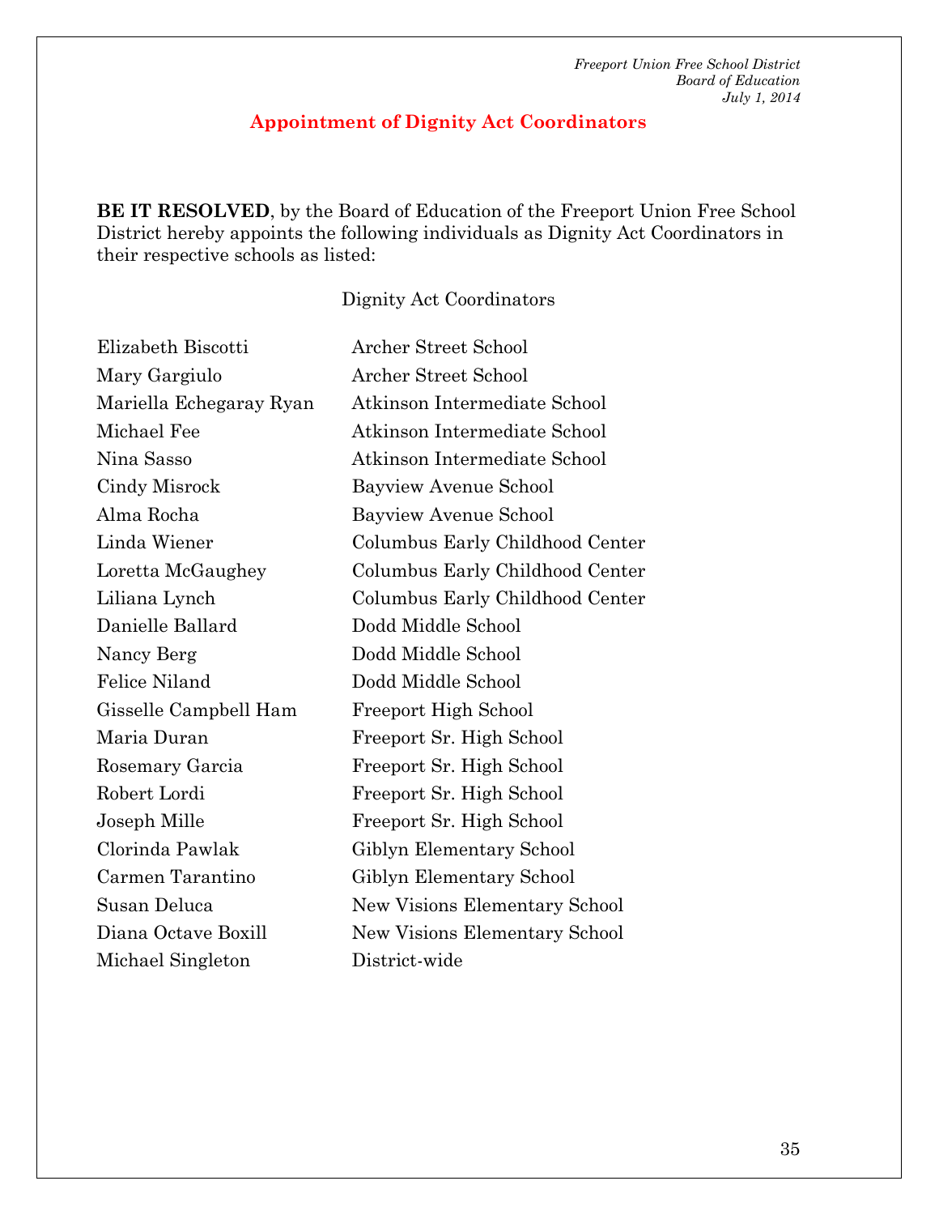*Freeport Union Free School District*
*Board of Education*
*July 1, 2014*

## Appointment of Dignity Act Coordinators

**BE IT RESOLVED**, by the Board of Education of the Freeport Union Free School District hereby appoints the following individuals as Dignity Act Coordinators in their respective schools as listed:

Dignity Act Coordinators

| | |
|---|---|
| Elizabeth Biscotti | Archer Street School |
| Mary Gargiulo | Archer Street School |
| Mariella Echegaray Ryan | Atkinson Intermediate School |
| Michael Fee | Atkinson Intermediate School |
| Nina Sasso | Atkinson Intermediate School |
| Cindy Misrock | Bayview Avenue School |
| Alma Rocha | Bayview Avenue School |
| Linda Wiener | Columbus Early Childhood Center |
| Loretta McGaughey | Columbus Early Childhood Center |
| Liliana Lynch | Columbus Early Childhood Center |
| Danielle Ballard | Dodd Middle School |
| Nancy Berg | Dodd Middle School |
| Felice Niland | Dodd Middle School |
| Gisselle Campbell Ham | Freeport High School |
| Maria Duran | Freeport Sr. High School |
| Rosemary Garcia | Freeport Sr. High School |
| Robert Lordi | Freeport Sr. High School |
| Joseph Mille | Freeport Sr. High School |
| Clorinda Pawlak | Giblyn Elementary School |
| Carmen Tarantino | Giblyn Elementary School |
| Susan Deluca | New Visions Elementary School |
| Diana Octave Boxill | New Visions Elementary School |
| Michael Singleton | District-wide |